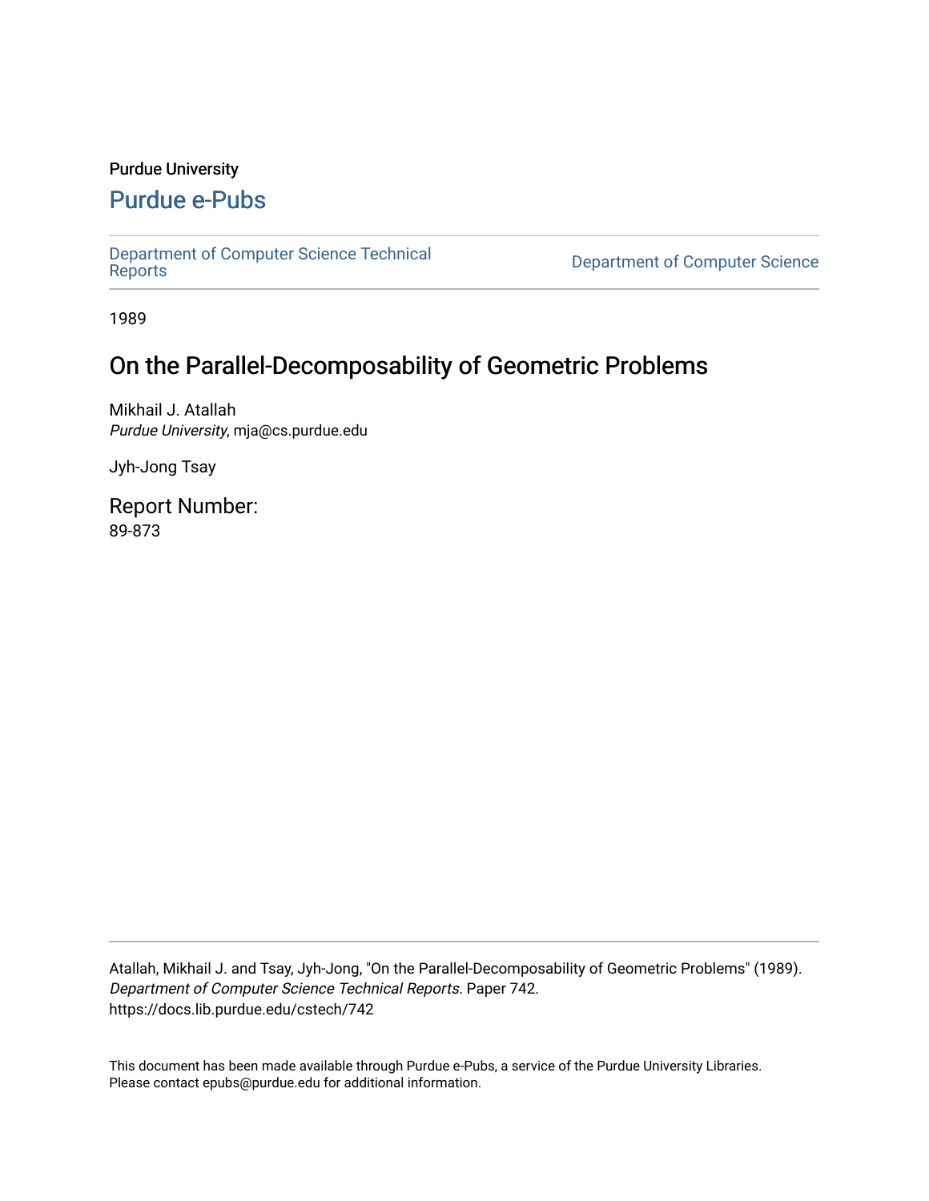Purdue University

# Purdue e-Pubs

Department of Computer Science Technical Reports

Department of Computer Science

1989

## On the Parallel-Decomposability of Geometric Problems

Mikhail J. Atallah
*Purdue University*, mja@cs.purdue.edu

Jyh-Jong Tsay

Report Number:
89-873

Atallah, Mikhail J. and Tsay, Jyh-Jong, "On the Parallel-Decomposability of Geometric Problems" (1989). *Department of Computer Science Technical Reports.* Paper 742.
https://docs.lib.purdue.edu/cstech/742

This document has been made available through Purdue e-Pubs, a service of the Purdue University Libraries. Please contact epubs@purdue.edu for additional information.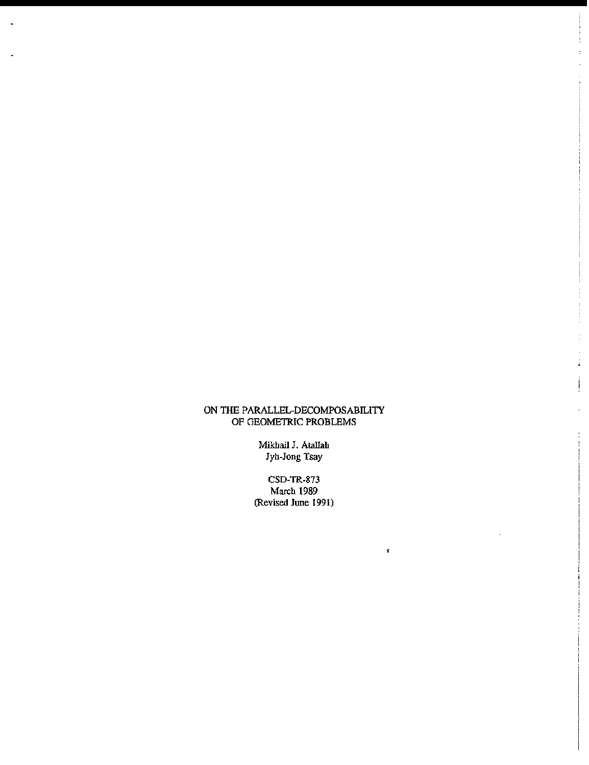# ON THE PARALLEL-DECOMPOSABILITY OF GEOMETRIC PROBLEMS

Mikhail J. Atallah
Jyh-Jong Tsay

CSD-TR-873
March 1989
(Revised June 1991)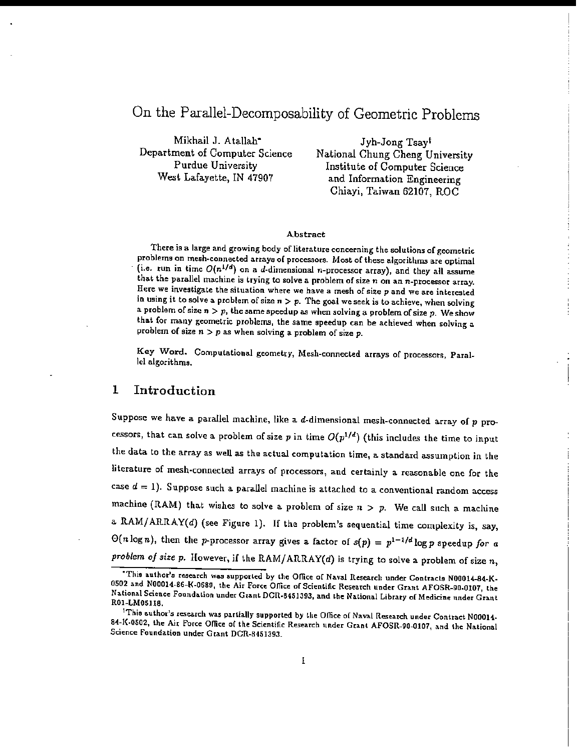# On the Parallel-Decomposability of Geometric Problems

Mikhail J. Atallah[*]
Department of Computer Science
Purdue University
West Lafayette, IN 47907

Jyh-Jong Tsay[†]
National Chung Cheng University
Institute of Computer Science
and Information Engineering
Chiayi, Taiwan 62107, ROC

### Abstract

There is a large and growing body of literature concerning the solutions of geometric problems on mesh-connected arrays of processors. Most of these algorithms are optimal (i.e. run in time $O(n^{1/d})$ on a $d$-dimensional $n$-processor array), and they all assume that the parallel machine is trying to solve a problem of size $n$ on an $n$-processor array. Here we investigate the situation where we have a mesh of size $p$ and we are interested in using it to solve a problem of size $n > p$. The goal we seek is to achieve, when solving a problem of size $n > p$, the same speedup as when solving a problem of size $p$. We show that for many geometric problems, the same speedup can be achieved when solving a problem of size $n > p$ as when solving a problem of size $p$.

**Key Word.** Computational geometry, Mesh-connected arrays of processors, Parallel algorithms.

## 1 Introduction

Suppose we have a parallel machine, like a $d$-dimensional mesh-connected array of $p$ processors, that can solve a problem of size $p$ in time $O(p^{1/d})$ (this includes the time to input the data to the array as well as the actual computation time, a standard assumption in the literature of mesh-connected arrays of processors, and certainly a reasonable one for the case $d = 1$). Suppose such a parallel machine is attached to a conventional random access machine (RAM) that wishes to solve a problem of size $n > p$. We call such a machine a RAM/ARRAY($d$) (see Figure 1). If the problem's sequential time complexity is, say, $\Theta(n \log n)$, then the $p$-processor array gives a factor of $s(p) = p^{1-1/d} \log p$ speedup *for a problem of size p*. However, if the RAM/ARRAY($d$) is trying to solve a problem of size $n$,

---

[*] This author's research was supported by the Office of Naval Research under Contracts N00014-84-K-0502 and N00014-86-K-0689, the Air Force Office of Scientific Research under Grant AFOSR-90-0107, the National Science Foundation under Grant DCR-8451393, and the National Library of Medicine under Grant R01-LM05118.

[†] This author's research was partially supported by the Office of Naval Research under Contract N00014-84-K-0502, the Air Force Office of the Scientific Research under Grant AFOSR-90-0107, and the National Science Foundation under Grant DCR-8451393.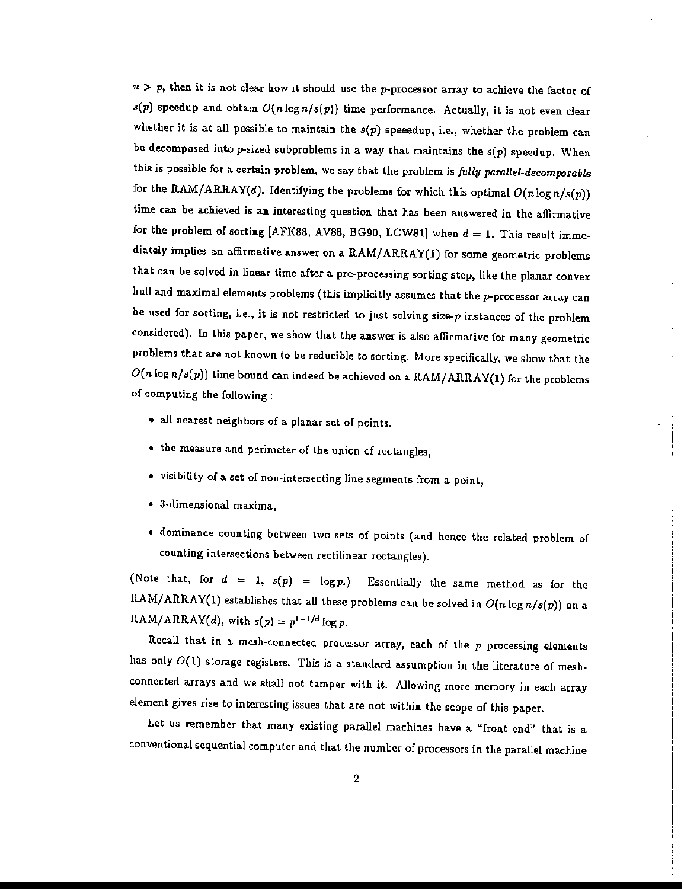$n > p$, then it is not clear how it should use the $p$-processor array to achieve the factor of $s(p)$ speedup and obtain $O(n \log n / s(p))$ time performance. Actually, it is not even clear whether it is at all possible to maintain the $s(p)$ speeedup, i.e., whether the problem can be decomposed into $p$-sized subproblems in a way that maintains the $s(p)$ speedup. When this is possible for a certain problem, we say that the problem is *fully parallel-decomposable* for the RAM/ARRAY($d$). Identifying the problems for which this optimal $O(n \log n / s(p))$ time can be achieved is an interesting question that has been answered in the affirmative for the problem of sorting [AFK88, AV88, BG90, LCW81] when $d = 1$. This result immediately implies an affirmative answer on a RAM/ARRAY(1) for some geometric problems that can be solved in linear time after a pre-processing sorting step, like the planar convex hull and maximal elements problems (this implicitly assumes that the $p$-processor array can be used for sorting, i.e., it is not restricted to just solving size-$p$ instances of the problem considered). In this paper, we show that the answer is also affirmative for many geometric problems that are not known to be reducible to sorting. More specifically, we show that the $O(n \log n / s(p))$ time bound can indeed be achieved on a RAM/ARRAY(1) for the problems of computing the following :

- all nearest neighbors of a planar set of points,
- the measure and perimeter of the union of rectangles,
- visibility of a set of non-intersecting line segments from a point,
- 3-dimensional maxima,
- dominance counting between two sets of points (and hence the related problem of counting intersections between rectilinear rectangles).

(Note that, for $d = 1$, $s(p) = \log p$.) Essentially the same method as for the RAM/ARRAY(1) establishes that all these problems can be solved in $O(n \log n / s(p))$ on a RAM/ARRAY($d$), with $s(p) = p^{1-1/d} \log p$.

Recall that in a mesh-connected processor array, each of the $p$ processing elements has only $O(1)$ storage registers. This is a standard assumption in the literature of mesh-connected arrays and we shall not tamper with it. Allowing more memory in each array element gives rise to interesting issues that are not within the scope of this paper.

Let us remember that many existing parallel machines have a "front end" that is a conventional sequential computer and that the number of processors in the parallel machine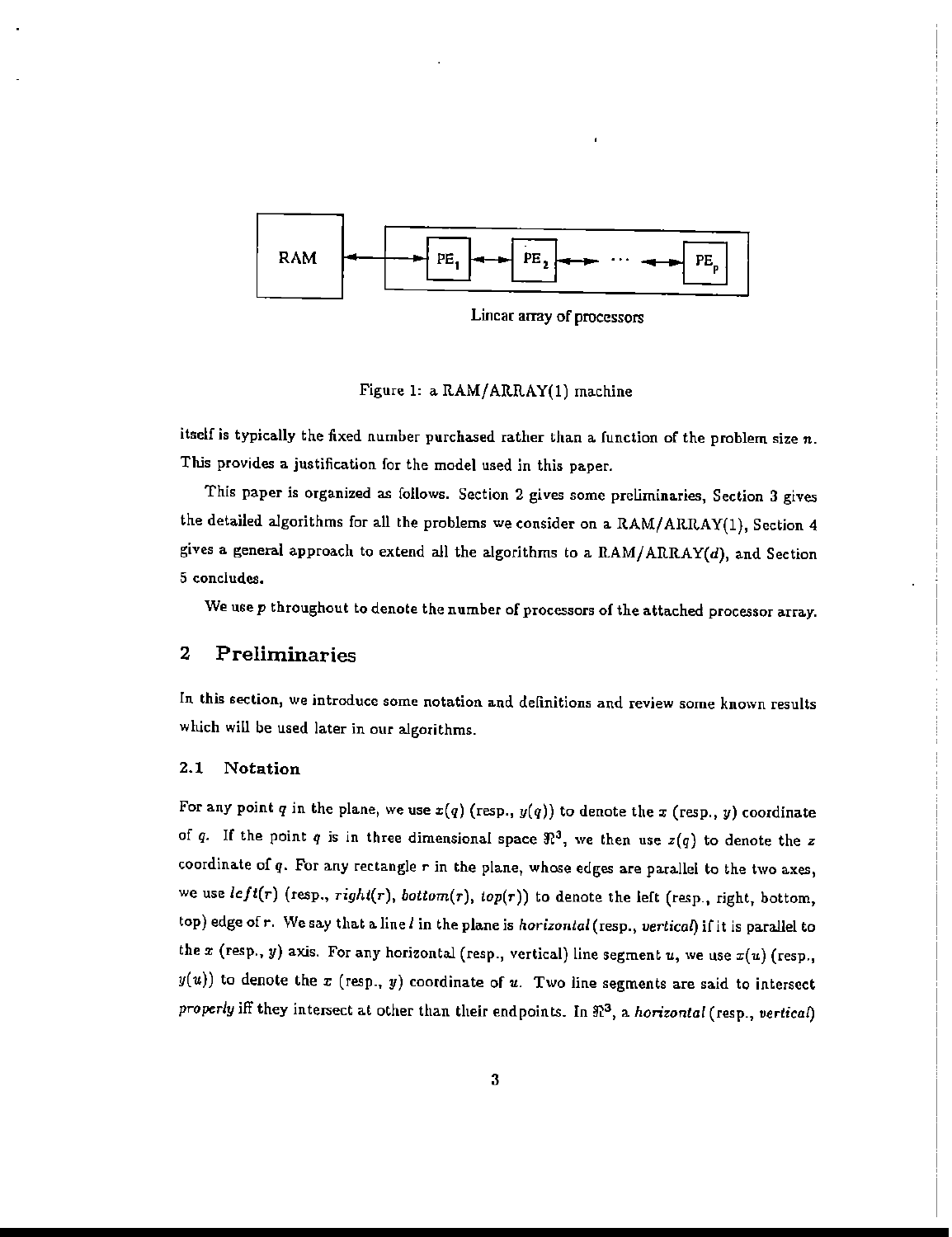RAM ⟷ PE$_1$ ⟷ PE$_2$ ⟷ ⋯ ⟷ PE$_p$

Linear array of processors

Figure 1: a RAM/ARRAY(1) machine

itself is typically the fixed number purchased rather than a function of the problem size $n$. This provides a justification for the model used in this paper.

This paper is organized as follows. Section 2 gives some preliminaries, Section 3 gives the detailed algorithms for all the problems we consider on a RAM/ARRAY(1), Section 4 gives a general approach to extend all the algorithms to a RAM/ARRAY($d$), and Section 5 concludes.

We use $p$ throughout to denote the number of processors of the attached processor array.

## 2 Preliminaries

In this section, we introduce some notation and definitions and review some known results which will be used later in our algorithms.

### 2.1 Notation

For any point $q$ in the plane, we use $x(q)$ (resp., $y(q)$) to denote the $x$ (resp., $y$) coordinate of $q$. If the point $q$ is in three dimensional space $\Re^3$, we then use $z(q)$ to denote the $z$ coordinate of $q$. For any rectangle $r$ in the plane, whose edges are parallel to the two axes, we use $left(r)$ (resp., $right(r)$, $bottom(r)$, $top(r)$) to denote the left (resp., right, bottom, top) edge of $r$. We say that a line $l$ in the plane is *horizontal* (resp., *vertical*) if it is parallel to the $x$ (resp., $y$) axis. For any horizontal (resp., vertical) line segment $u$, we use $x(u)$ (resp., $y(u)$) to denote the $x$ (resp., $y$) coordinate of $u$. Two line segments are said to intersect *properly* iff they intersect at other than their endpoints. In $\Re^3$, a *horizontal* (resp., *vertical*)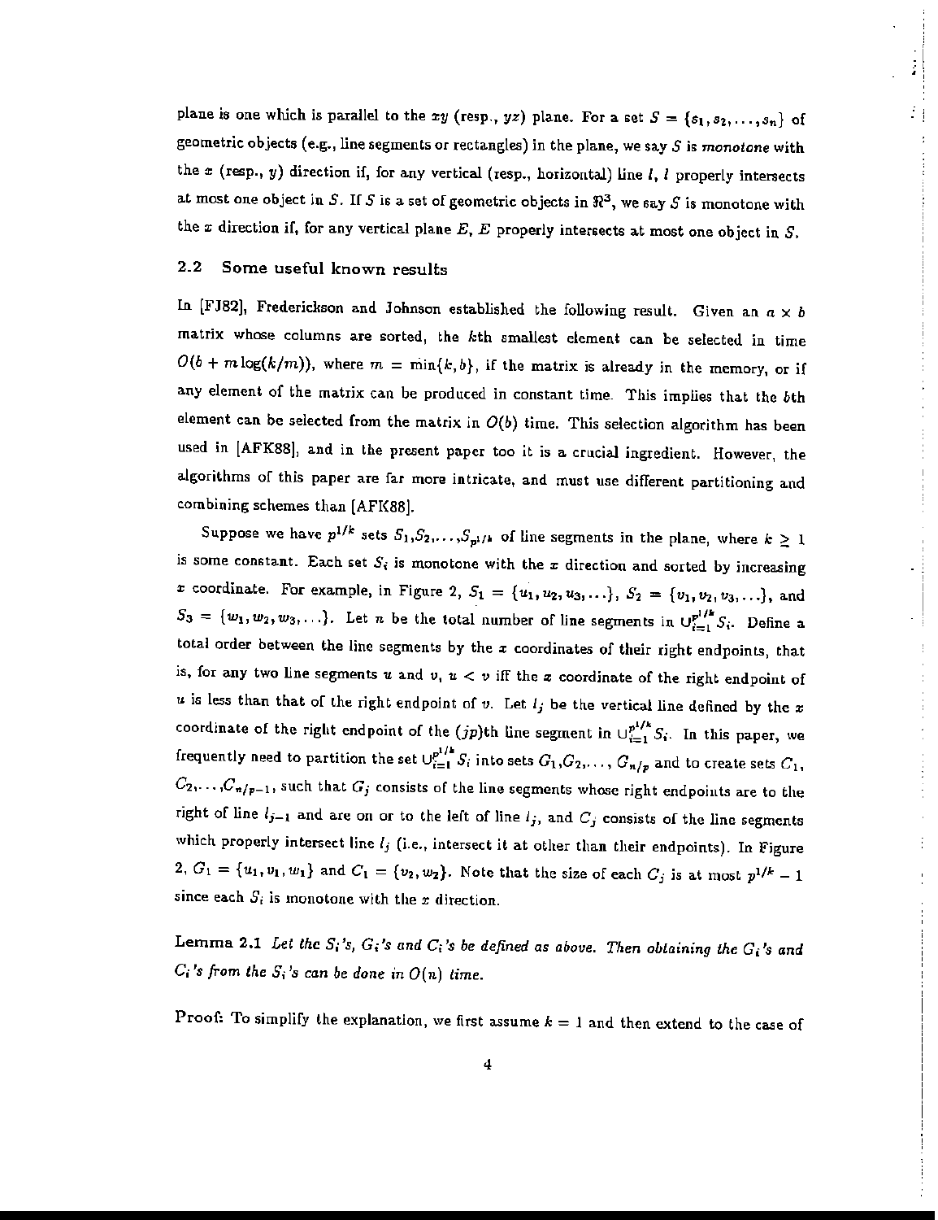plane is one which is parallel to the $xy$ (resp., $yz$) plane. For a set $S = \{s_1, s_2, \ldots, s_n\}$ of geometric objects (e.g., line segments or rectangles) in the plane, we say $S$ is *monotone* with the $x$ (resp., $y$) direction if, for any vertical (resp., horizontal) line $l$, $l$ properly intersects at most one object in $S$. If $S$ is a set of geometric objects in $\Re^3$, we say $S$ is monotone with the $x$ direction if, for any vertical plane $E$, $E$ properly intersects at most one object in $S$.

### 2.2 Some useful known results

In [FJ82], Frederickson and Johnson established the following result. Given an $a \times b$ matrix whose columns are sorted, the $k$th smallest element can be selected in time $O(b + m \log(k/m))$, where $m = \min\{k, b\}$, if the matrix is already in the memory, or if any element of the matrix can be produced in constant time. This implies that the $b$th element can be selected from the matrix in $O(b)$ time. This selection algorithm has been used in [AFK88], and in the present paper too it is a crucial ingredient. However, the algorithms of this paper are far more intricate, and must use different partitioning and combining schemes than [AFK88].

Suppose we have $p^{1/k}$ sets $S_1, S_2, \ldots, S_{p^{1/k}}$ of line segments in the plane, where $k \geq 1$ is some constant. Each set $S_i$ is monotone with the $x$ direction and sorted by increasing $x$ coordinate. For example, in Figure 2, $S_1 = \{u_1, u_2, u_3, \ldots\}$, $S_2 = \{v_1, v_2, v_3, \ldots\}$, and $S_3 = \{w_1, w_2, w_3, \ldots\}$. Let $n$ be the total number of line segments in $\cup_{i=1}^{p^{1/k}} S_i$. Define a total order between the line segments by the $x$ coordinates of their right endpoints, that is, for any two line segments $u$ and $v$, $u < v$ iff the $x$ coordinate of the right endpoint of $u$ is less than that of the right endpoint of $v$. Let $l_j$ be the vertical line defined by the $x$ coordinate of the right endpoint of the $(jp)$th line segment in $\cup_{i=1}^{p^{1/k}} S_i$. In this paper, we frequently need to partition the set $\cup_{i=1}^{p^{1/k}} S_i$ into sets $G_1, G_2, \ldots, G_{n/p}$ and to create sets $C_1, C_2, \ldots, C_{n/p-1}$, such that $G_j$ consists of the line segments whose right endpoints are to the right of line $l_{j-1}$ and are on or to the left of line $l_j$, and $C_j$ consists of the line segments which properly intersect line $l_j$ (i.e., intersect it at other than their endpoints). In Figure 2, $G_1 = \{u_1, v_1, w_1\}$ and $C_1 = \{v_2, w_2\}$. Note that the size of each $C_j$ is at most $p^{1/k} - 1$ since each $S_i$ is monotone with the $x$ direction.

**Lemma 2.1** *Let the $S_i$'s, $G_i$'s and $C_i$'s be defined as above. Then obtaining the $G_i$'s and $C_i$'s from the $S_i$'s can be done in $O(n)$ time.*

**Proof:** To simplify the explanation, we first assume $k = 1$ and then extend to the case of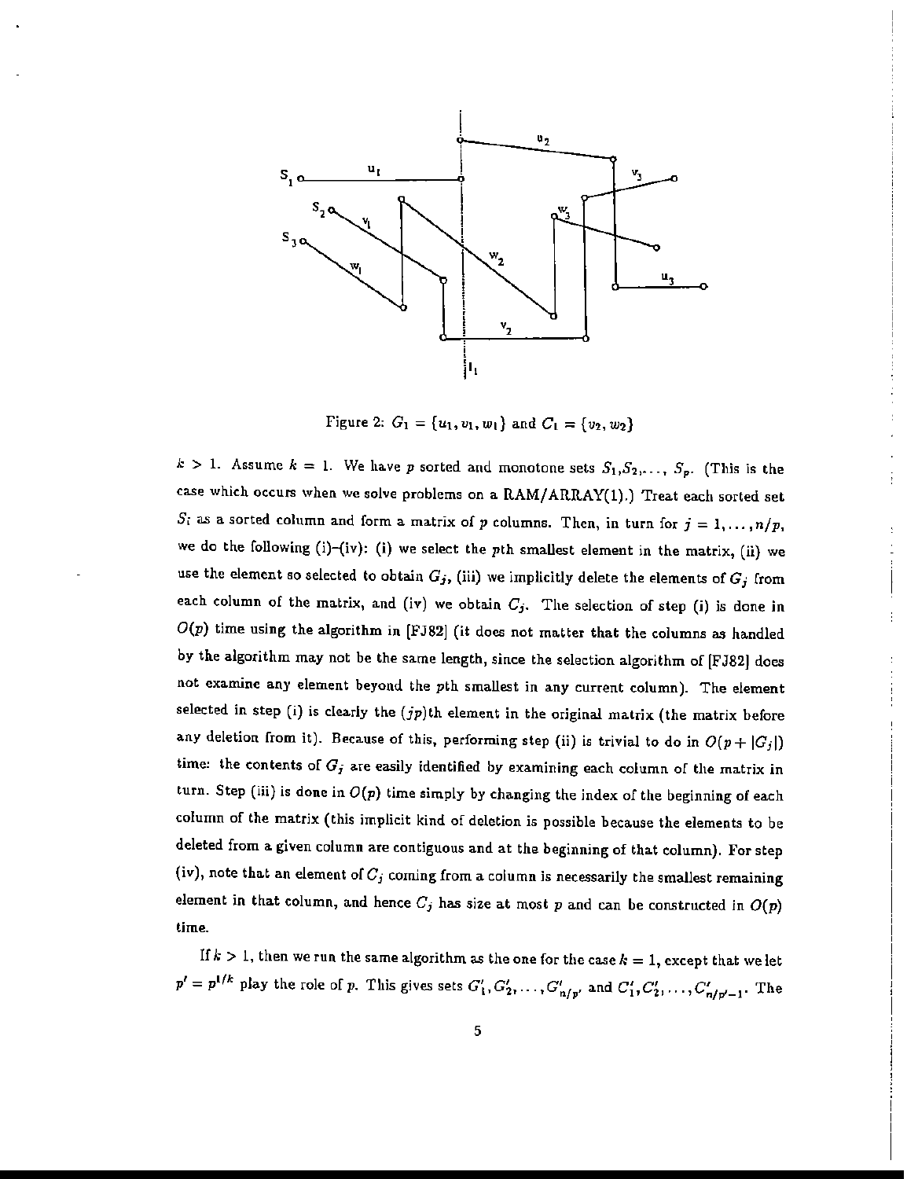Figure 2: $G_1 = \{u_1, v_1, w_1\}$ and $C_1 = \{v_2, w_2\}$

$k > 1$. Assume $k = 1$. We have $p$ sorted and monotone sets $S_1, S_2, \ldots, S_p$. (This is the case which occurs when we solve problems on a RAM/ARRAY(1).) Treat each sorted set $S_i$ as a sorted column and form a matrix of $p$ columns. Then, in turn for $j = 1, \ldots, n/p$, we do the following (i)–(iv): (i) we select the $p$th smallest element in the matrix, (ii) we use the element so selected to obtain $G_j$, (iii) we implicitly delete the elements of $G_j$ from each column of the matrix, and (iv) we obtain $C_j$. The selection of step (i) is done in $O(p)$ time using the algorithm in [FJ82] (it does not matter that the columns as handled by the algorithm may not be the same length, since the selection algorithm of [FJ82] does not examine any element beyond the $p$th smallest in any current column). The element selected in step (i) is clearly the $(jp)$th element in the original matrix (the matrix before any deletion from it). Because of this, performing step (ii) is trivial to do in $O(p + |G_j|)$ time: the contents of $G_j$ are easily identified by examining each column of the matrix in turn. Step (iii) is done in $O(p)$ time simply by changing the index of the beginning of each column of the matrix (this implicit kind of deletion is possible because the elements to be deleted from a given column are contiguous and at the beginning of that column). For step (iv), note that an element of $C_j$ coming from a column is necessarily the smallest remaining element in that column, and hence $C_j$ has size at most $p$ and can be constructed in $O(p)$ time.

If $k > 1$, then we run the same algorithm as the one for the case $k = 1$, except that we let $p' = p^{1/k}$ play the role of $p$. This gives sets $G'_1, G'_2, \ldots, G'_{n/p'}$ and $C'_1, C'_2, \ldots, C'_{n/p'-1}$. The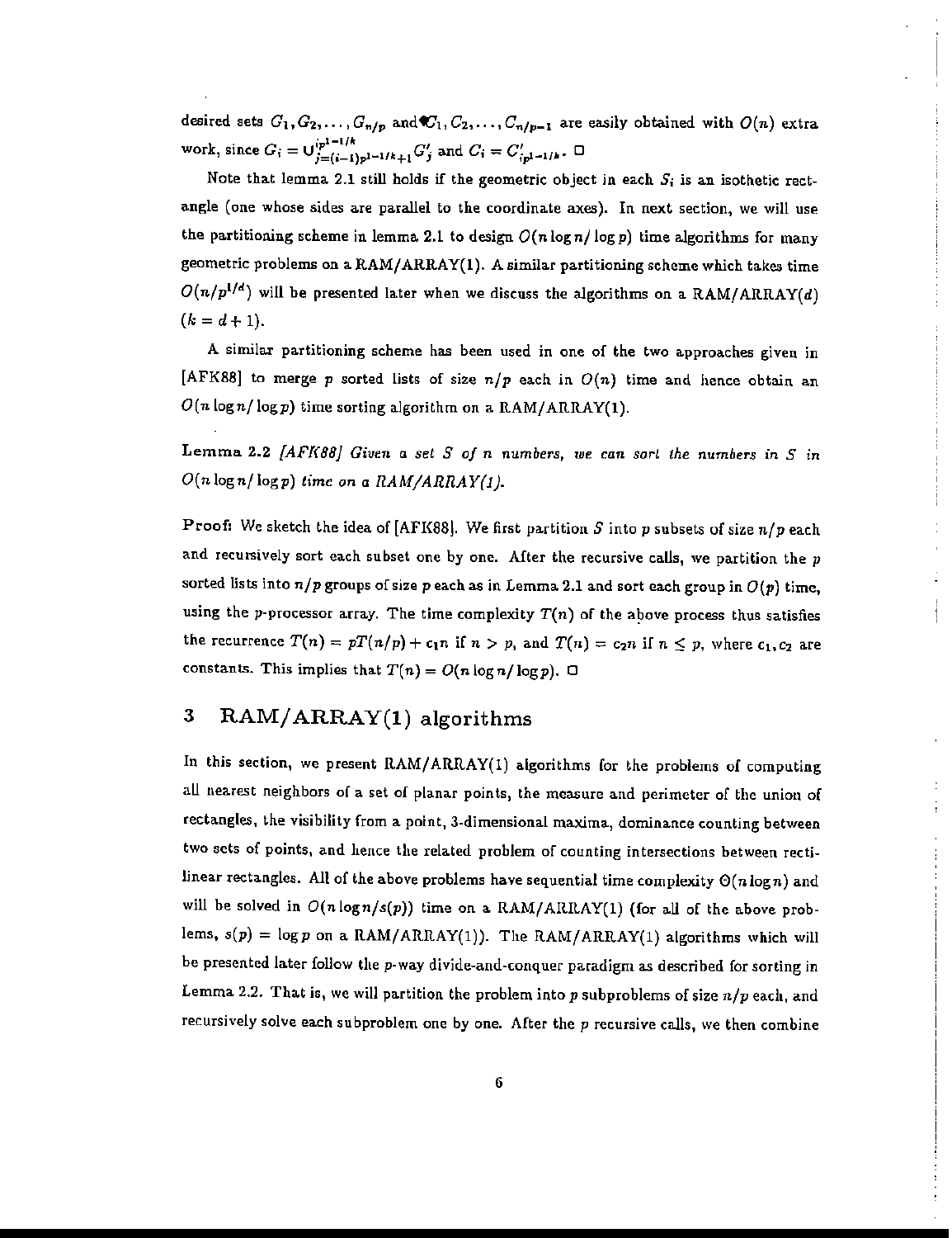desired sets $G_1, G_2, \ldots, G_{n/p}$ and $C_1, C_2, \ldots, C_{n/p-1}$ are easily obtained with $O(n)$ extra work, since $G_i = \bigcup_{j=(i-1)p^{1-1/k}+1}^{ip^{1-1/k}} G'_j$ and $C_i = C'_{ip^{1-1/k}}$. $\square$

Note that lemma 2.1 still holds if the geometric object in each $S_i$ is an isothetic rectangle (one whose sides are parallel to the coordinate axes). In next section, we will use the partitioning scheme in lemma 2.1 to design $O(n \log n / \log p)$ time algorithms for many geometric problems on a RAM/ARRAY(1). A similar partitioning scheme which takes time $O(n/p^{1/d})$ will be presented later when we discuss the algorithms on a RAM/ARRAY($d$) ($k = d + 1$).

A similar partitioning scheme has been used in one of the two approaches given in [AFK88] to merge $p$ sorted lists of size $n/p$ each in $O(n)$ time and hence obtain an $O(n \log n / \log p)$ time sorting algorithm on a RAM/ARRAY(1).

**Lemma 2.2** *[AFK88] Given a set $S$ of $n$ numbers, we can sort the numbers in $S$ in $O(n \log n / \log p)$ time on a RAM/ARRAY(1).*

**Proof:** We sketch the idea of [AFK88]. We first partition $S$ into $p$ subsets of size $n/p$ each and recursively sort each subset one by one. After the recursive calls, we partition the $p$ sorted lists into $n/p$ groups of size $p$ each as in Lemma 2.1 and sort each group in $O(p)$ time, using the $p$-processor array. The time complexity $T(n)$ of the above process thus satisfies the recurrence $T(n) = pT(n/p) + c_1 n$ if $n > p$, and $T(n) = c_2 n$ if $n \leq p$, where $c_1, c_2$ are constants. This implies that $T(n) = O(n \log n / \log p)$. $\square$

## 3 RAM/ARRAY(1) algorithms

In this section, we present RAM/ARRAY(1) algorithms for the problems of computing all nearest neighbors of a set of planar points, the measure and perimeter of the union of rectangles, the visibility from a point, 3-dimensional maxima, dominance counting between two sets of points, and hence the related problem of counting intersections between rectilinear rectangles. All of the above problems have sequential time complexity $\Theta(n \log n)$ and will be solved in $O(n \log n / s(p))$ time on a RAM/ARRAY(1) (for all of the above problems, $s(p) = \log p$ on a RAM/ARRAY(1)). The RAM/ARRAY(1) algorithms which will be presented later follow the $p$-way divide-and-conquer paradigm as described for sorting in Lemma 2.2. That is, we will partition the problem into $p$ subproblems of size $n/p$ each, and recursively solve each subproblem one by one. After the $p$ recursive calls, we then combine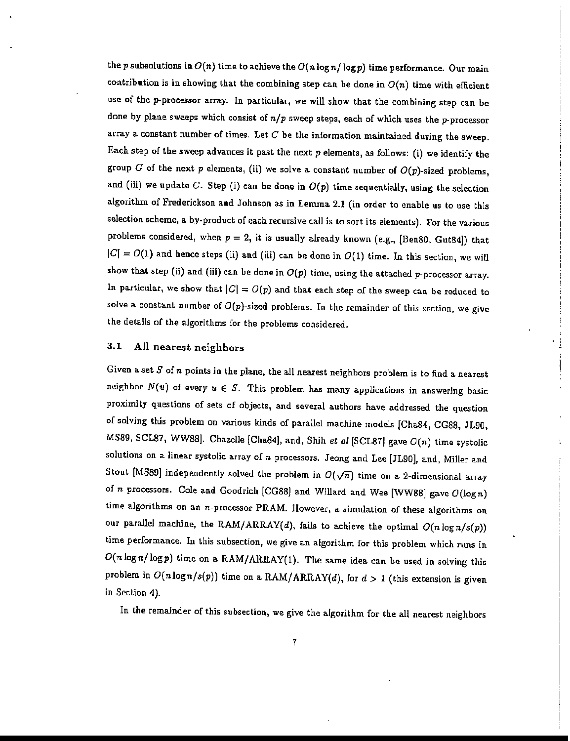the $p$ subsolutions in $O(n)$ time to achieve the $O(n \log n / \log p)$ time performance. Our main contribution is in showing that the combining step can be done in $O(n)$ time with efficient use of the $p$-processor array. In particular, we will show that the combining step can be done by plane sweeps which consist of $n/p$ sweep steps, each of which uses the $p$-processor array a constant number of times. Let $C$ be the information maintained during the sweep. Each step of the sweep advances it past the next $p$ elements, as follows: (i) we identify the group $G$ of the next $p$ elements, (ii) we solve a constant number of $O(p)$-sized problems, and (iii) we update $C$. Step (i) can be done in $O(p)$ time sequentially, using the selection algorithm of Frederickson and Johnson as in Lemma 2.1 (in order to enable us to use this selection scheme, a by-product of each recursive call is to sort its elements). For the various problems considered, when $p = 2$, it is usually already known (e.g., [Ben80, Gut84]) that $|C| = O(1)$ and hence steps (ii) and (iii) can be done in $O(1)$ time. In this section, we will show that step (ii) and (iii) can be done in $O(p)$ time, using the attached $p$-processor array. In particular, we show that $|C| = O(p)$ and that each step of the sweep can be reduced to solve a constant number of $O(p)$-sized problems. In the remainder of this section, we give the details of the algorithms for the problems considered.

### 3.1 All nearest neighbors

Given a set $S$ of $n$ points in the plane, the all nearest neighbors problem is to find a nearest neighbor $N(u)$ of every $u \in S$. This problem has many applications in answering basic proximity questions of sets of objects, and several authors have addressed the question of solving this problem on various kinds of parallel machine models [Cha84, CG88, JL90, MS89, SCL87, WW88]. Chazelle [Cha84], and, Shih *et al* [SCL87] gave $O(n)$ time systolic solutions on a linear systolic array of $n$ processors. Jeong and Lee [JL90], and, Miller and Stout [MS89] independently solved the problem in $O(\sqrt{n})$ time on a 2-dimensional array of $n$ processors. Cole and Goodrich [CG88] and Willard and Wee [WW88] gave $O(\log n)$ time algorithms on an $n$-processor PRAM. However, a simulation of these algorithms on our parallel machine, the RAM/ARRAY($d$), fails to achieve the optimal $O(n \log n / s(p))$ time performance. In this subsection, we give an algorithm for this problem which runs in $O(n \log n / \log p)$ time on a RAM/ARRAY(1). The same idea can be used in solving this problem in $O(n \log n / s(p))$ time on a RAM/ARRAY($d$), for $d > 1$ (this extension is given in Section 4).

In the remainder of this subsection, we give the algorithm for the all nearest neighbors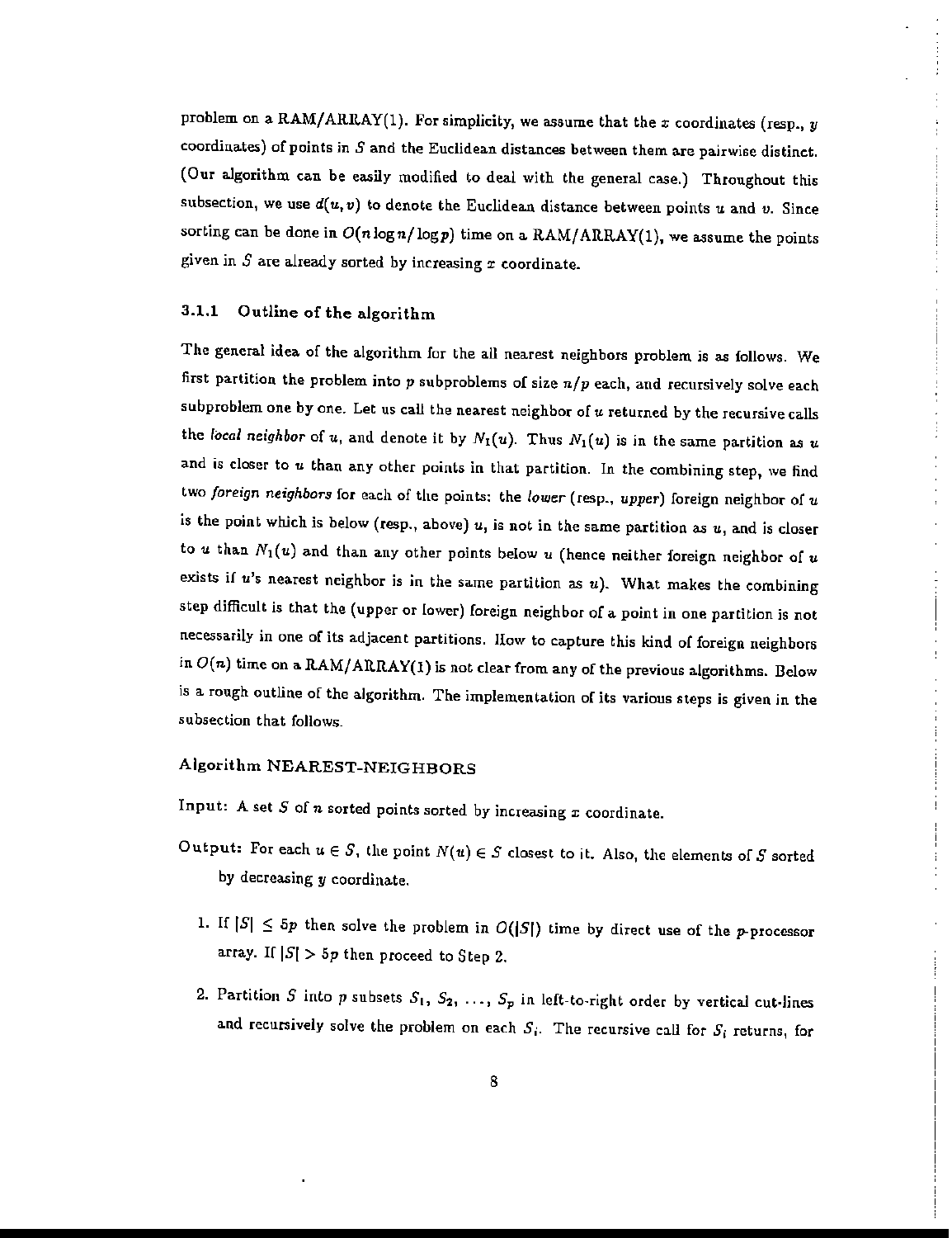problem on a RAM/ARRAY(1). For simplicity, we assume that the $x$ coordinates (resp., $y$ coordinates) of points in $S$ and the Euclidean distances between them are pairwise distinct. (Our algorithm can be easily modified to deal with the general case.) Throughout this subsection, we use $d(u, v)$ to denote the Euclidean distance between points $u$ and $v$. Since sorting can be done in $O(n \log n / \log p)$ time on a RAM/ARRAY(1), we assume the points given in $S$ are already sorted by increasing $x$ coordinate.

### 3.1.1 Outline of the algorithm

The general idea of the algorithm for the all nearest neighbors problem is as follows. We first partition the problem into $p$ subproblems of size $n/p$ each, and recursively solve each subproblem one by one. Let us call the nearest neighbor of $u$ returned by the recursive calls the *local neighbor* of $u$, and denote it by $N_1(u)$. Thus $N_1(u)$ is in the same partition as $u$ and is closer to $u$ than any other points in that partition. In the combining step, we find two *foreign neighbors* for each of the points: the *lower* (resp., *upper*) foreign neighbor of $u$ is the point which is below (resp., above) $u$, is not in the same partition as $u$, and is closer to $u$ than $N_1(u)$ and than any other points below $u$ (hence neither foreign neighbor of $u$ exists if $u$'s nearest neighbor is in the same partition as $u$). What makes the combining step difficult is that the (upper or lower) foreign neighbor of a point in one partition is not necessarily in one of its adjacent partitions. How to capture this kind of foreign neighbors in $O(n)$ time on a RAM/ARRAY(1) is not clear from any of the previous algorithms. Below is a rough outline of the algorithm. The implementation of its various steps is given in the subsection that follows.

**Algorithm NEAREST-NEIGHBORS**

**Input:** A set $S$ of $n$ sorted points sorted by increasing $x$ coordinate.

**Output:** For each $u \in S$, the point $N(u) \in S$ closest to it. Also, the elements of $S$ sorted by decreasing $y$ coordinate.

1. If $|S| \leq 5p$ then solve the problem in $O(|S|)$ time by direct use of the $p$-processor array. If $|S| > 5p$ then proceed to Step 2.

2. Partition $S$ into $p$ subsets $S_1, S_2, \ldots, S_p$ in left-to-right order by vertical cut-lines and recursively solve the problem on each $S_i$. The recursive call for $S_i$ returns, for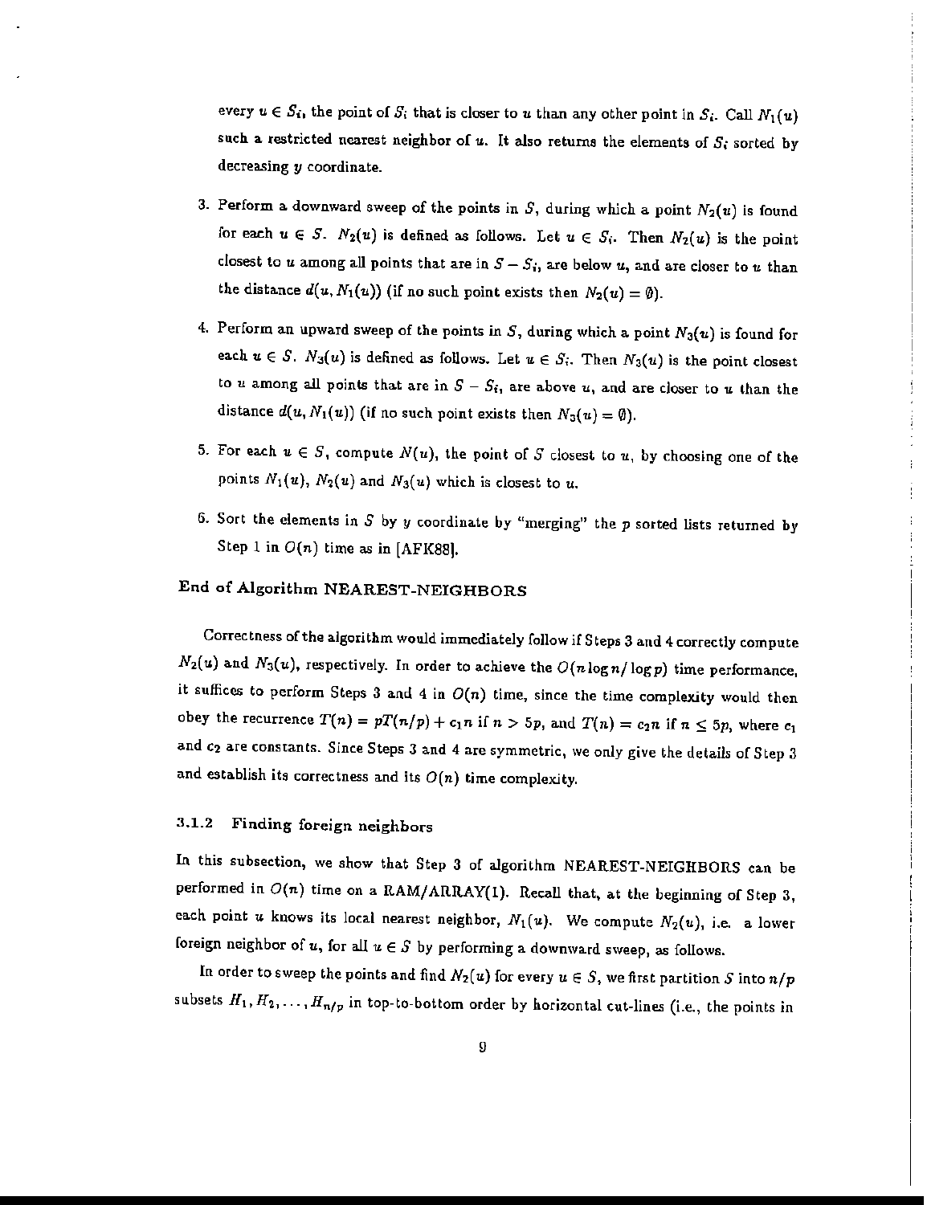every $u \in S_i$, the point of $S_i$ that is closer to $u$ than any other point in $S_i$. Call $N_1(u)$ such a restricted nearest neighbor of $u$. It also returns the elements of $S_i$ sorted by decreasing $y$ coordinate.

3. Perform a downward sweep of the points in $S$, during which a point $N_2(u)$ is found for each $u \in S$. $N_2(u)$ is defined as follows. Let $u \in S_i$. Then $N_2(u)$ is the point closest to $u$ among all points that are in $S - S_i$, are below $u$, and are closer to $u$ than the distance $d(u, N_1(u))$ (if no such point exists then $N_2(u) = \emptyset$).

4. Perform an upward sweep of the points in $S$, during which a point $N_3(u)$ is found for each $u \in S$. $N_3(u)$ is defined as follows. Let $u \in S_i$. Then $N_3(u)$ is the point closest to $u$ among all points that are in $S - S_i$, are above $u$, and are closer to $u$ than the distance $d(u, N_1(u))$ (if no such point exists then $N_3(u) = \emptyset$).

5. For each $u \in S$, compute $N(u)$, the point of $S$ closest to $u$, by choosing one of the points $N_1(u)$, $N_2(u)$ and $N_3(u)$ which is closest to $u$.

6. Sort the elements in $S$ by $y$ coordinate by "merging" the $p$ sorted lists returned by Step 1 in $O(n)$ time as in [AFK88].

**End of Algorithm NEAREST-NEIGHBORS**

Correctness of the algorithm would immediately follow if Steps 3 and 4 correctly compute $N_2(u)$ and $N_3(u)$, respectively. In order to achieve the $O(n \log n / \log p)$ time performance, it suffices to perform Steps 3 and 4 in $O(n)$ time, since the time complexity would then obey the recurrence $T(n) = pT(n/p) + c_1 n$ if $n > 5p$, and $T(n) = c_2 n$ if $n \leq 5p$, where $c_1$ and $c_2$ are constants. Since Steps 3 and 4 are symmetric, we only give the details of Step 3 and establish its correctness and its $O(n)$ time complexity.

### 3.1.2 Finding foreign neighbors

In this subsection, we show that Step 3 of algorithm NEAREST-NEIGHBORS can be performed in $O(n)$ time on a RAM/ARRAY(1). Recall that, at the beginning of Step 3, each point $u$ knows its local nearest neighbor, $N_1(u)$. We compute $N_2(u)$, i.e. a lower foreign neighbor of $u$, for all $u \in S$ by performing a downward sweep, as follows.

In order to sweep the points and find $N_2(u)$ for every $u \in S$, we first partition $S$ into $n/p$ subsets $H_1, H_2, \ldots, H_{n/p}$ in top-to-bottom order by horizontal cut-lines (i.e., the points in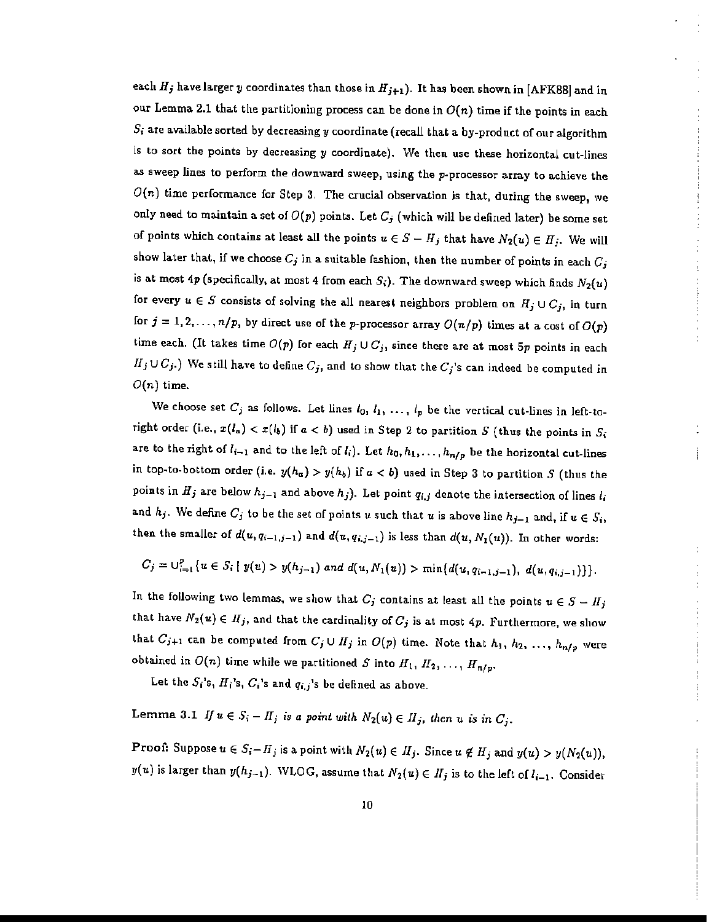each $H_j$ have larger $y$ coordinates than those in $H_{j+1}$). It has been shown in [AFK88] and in our Lemma 2.1 that the partitioning process can be done in $O(n)$ time if the points in each $S_i$ are available sorted by decreasing $y$ coordinate (recall that a by-product of our algorithm is to sort the points by decreasing $y$ coordinate). We then use these horizontal cut-lines as sweep lines to perform the downward sweep, using the $p$-processor array to achieve the $O(n)$ time performance for Step 3. The crucial observation is that, during the sweep, we only need to maintain a set of $O(p)$ points. Let $C_j$ (which will be defined later) be some set of points which contains at least all the points $u \in S - H_j$ that have $N_2(u) \in H_j$. We will show later that, if we choose $C_j$ in a suitable fashion, then the number of points in each $C_j$ is at most $4p$ (specifically, at most 4 from each $S_i$). The downward sweep which finds $N_2(u)$ for every $u \in S$ consists of solving the all nearest neighbors problem on $H_j \cup C_j$, in turn for $j = 1, 2, \ldots, n/p$, by direct use of the $p$-processor array $O(n/p)$ times at a cost of $O(p)$ time each. (It takes time $O(p)$ for each $H_j \cup C_j$, since there are at most $5p$ points in each $H_j \cup C_j$.) We still have to define $C_j$, and to show that the $C_j$'s can indeed be computed in $O(n)$ time.

We choose set $C_j$ as follows. Let lines $l_0, l_1, \ldots, l_p$ be the vertical cut-lines in left-to-right order (i.e., $x(l_a) < x(l_b)$ if $a < b$) used in Step 2 to partition $S$ (thus the points in $S_i$ are to the right of $l_{i-1}$ and to the left of $l_i$). Let $h_0, h_1, \ldots, h_{n/p}$ be the horizontal cut-lines in top-to-bottom order (i.e. $y(h_a) > y(h_b)$ if $a < b$) used in Step 3 to partition $S$ (thus the points in $H_j$ are below $h_{j-1}$ and above $h_j$). Let point $q_{i,j}$ denote the intersection of lines $l_i$ and $h_j$. We define $C_j$ to be the set of points $u$ such that $u$ is above line $h_{j-1}$ and, if $u \in S_i$, then the smaller of $d(u, q_{i-1,j-1})$ and $d(u, q_{i,j-1})$ is less than $d(u, N_1(u))$. In other words:

$$C_j = \cup_{i=1}^{p} \{u \in S_i \mid y(u) > y(h_{j-1}) \text{ and } d(u, N_1(u)) > \min\{d(u, q_{i-1,j-1}),\ d(u, q_{i,j-1})\}\}.$$

In the following two lemmas, we show that $C_j$ contains at least all the points $u \in S - H_j$ that have $N_2(u) \in H_j$, and that the cardinality of $C_j$ is at most $4p$. Furthermore, we show that $C_{j+1}$ can be computed from $C_j \cup H_j$ in $O(p)$ time. Note that $h_1, h_2, \ldots, h_{n/p}$ were obtained in $O(n)$ time while we partitioned $S$ into $H_1, H_2, \ldots, H_{n/p}$.

Let the $S_i$'s, $H_i$'s, $C_i$'s and $q_{i,j}$'s be defined as above.

**Lemma 3.1** *If $u \in S_i - H_j$ is a point with $N_2(u) \in H_j$, then $u$ is in $C_j$.*

**Proof:** Suppose $u \in S_i - H_j$ is a point with $N_2(u) \in H_j$. Since $u \notin H_j$ and $y(u) > y(N_2(u))$, $y(u)$ is larger than $y(h_{j-1})$. WLOG, assume that $N_2(u) \in H_j$ is to the left of $l_{i-1}$. Consider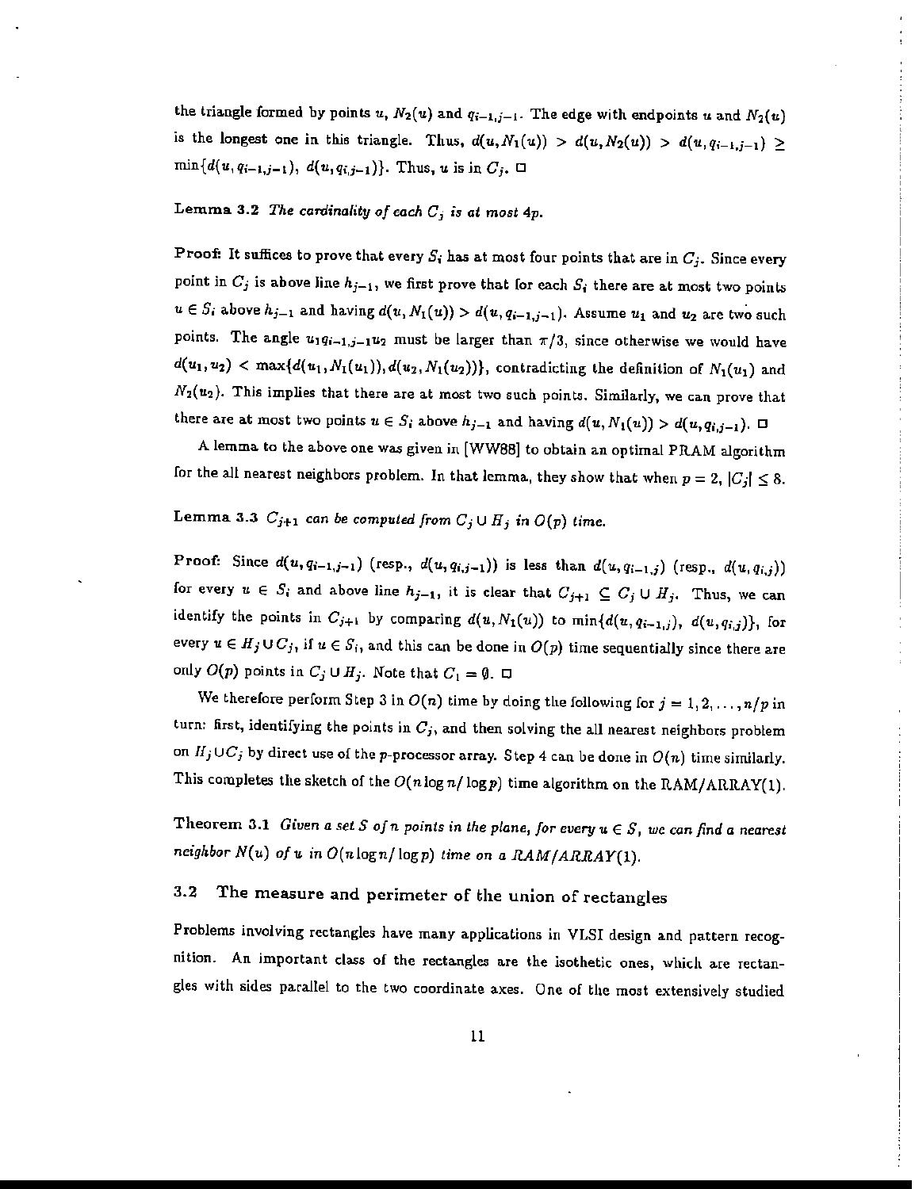the triangle formed by points $u$, $N_2(u)$ and $q_{i-1,j-1}$. The edge with endpoints $u$ and $N_2(u)$ is the longest one in this triangle. Thus, $d(u, N_1(u)) > d(u, N_2(u)) > d(u, q_{i-1,j-1}) \geq \min\{d(u, q_{i-1,j-1}),\ d(u, q_{i,j-1})\}$. Thus, $u$ is in $C_j$. □

**Lemma 3.2** *The cardinality of each $C_j$ is at most $4p$.*

**Proof:** It suffices to prove that every $S_i$ has at most four points that are in $C_j$. Since every point in $C_j$ is above line $h_{j-1}$, we first prove that for each $S_i$ there are at most two points $u \in S_i$ above $h_{j-1}$ and having $d(u, N_1(u)) > d(u, q_{i-1,j-1})$. Assume $u_1$ and $u_2$ are two such points. The angle $u_1 q_{i-1,j-1} u_2$ must be larger than $\pi/3$, since otherwise we would have $d(u_1, u_2) < \max\{d(u_1, N_1(u_1)), d(u_2, N_1(u_2))\}$, contradicting the definition of $N_1(u_1)$ and $N_1(u_2)$. This implies that there are at most two such points. Similarly, we can prove that there are at most two points $u \in S_i$ above $h_{j-1}$ and having $d(u, N_1(u)) > d(u, q_{i,j-1})$. □

A lemma to the above one was given in [WW88] to obtain an optimal PRAM algorithm for the all nearest neighbors problem. In that lemma, they show that when $p = 2$, $|C_j| \leq 8$.

**Lemma 3.3** *$C_{j+1}$ can be computed from $C_j \cup H_j$ in $O(p)$ time.*

**Proof:** Since $d(u, q_{i-1,j-1})$ (resp., $d(u, q_{i,j-1})$) is less than $d(u, q_{i-1,j})$ (resp., $d(u, q_{i,j})$) for every $u \in S_i$ and above line $h_{j-1}$, it is clear that $C_{j+1} \subseteq C_j \cup H_j$. Thus, we can identify the points in $C_{j+1}$ by comparing $d(u, N_1(u))$ to $\min\{d(u, q_{i-1,j}),\ d(u, q_{i,j})\}$, for every $u \in H_j \cup C_j$, if $u \in S_i$, and this can be done in $O(p)$ time sequentially since there are only $O(p)$ points in $C_j \cup H_j$. Note that $C_1 = \emptyset$. □

We therefore perform Step 3 in $O(n)$ time by doing the following for $j = 1, 2, \ldots, n/p$ in turn: first, identifying the points in $C_j$, and then solving the all nearest neighbors problem on $H_j \cup C_j$ by direct use of the $p$-processor array. Step 4 can be done in $O(n)$ time similarly. This completes the sketch of the $O(n \log n / \log p)$ time algorithm on the RAM/ARRAY(1).

**Theorem 3.1** *Given a set $S$ of $n$ points in the plane, for every $u \in S$, we can find a nearest neighbor $N(u)$ of $u$ in $O(n \log n / \log p)$ time on a RAM/ARRAY(1).*

## 3.2 The measure and perimeter of the union of rectangles

Problems involving rectangles have many applications in VLSI design and pattern recognition. An important class of the rectangles are the isothetic ones, which are rectangles with sides parallel to the two coordinate axes. One of the most extensively studied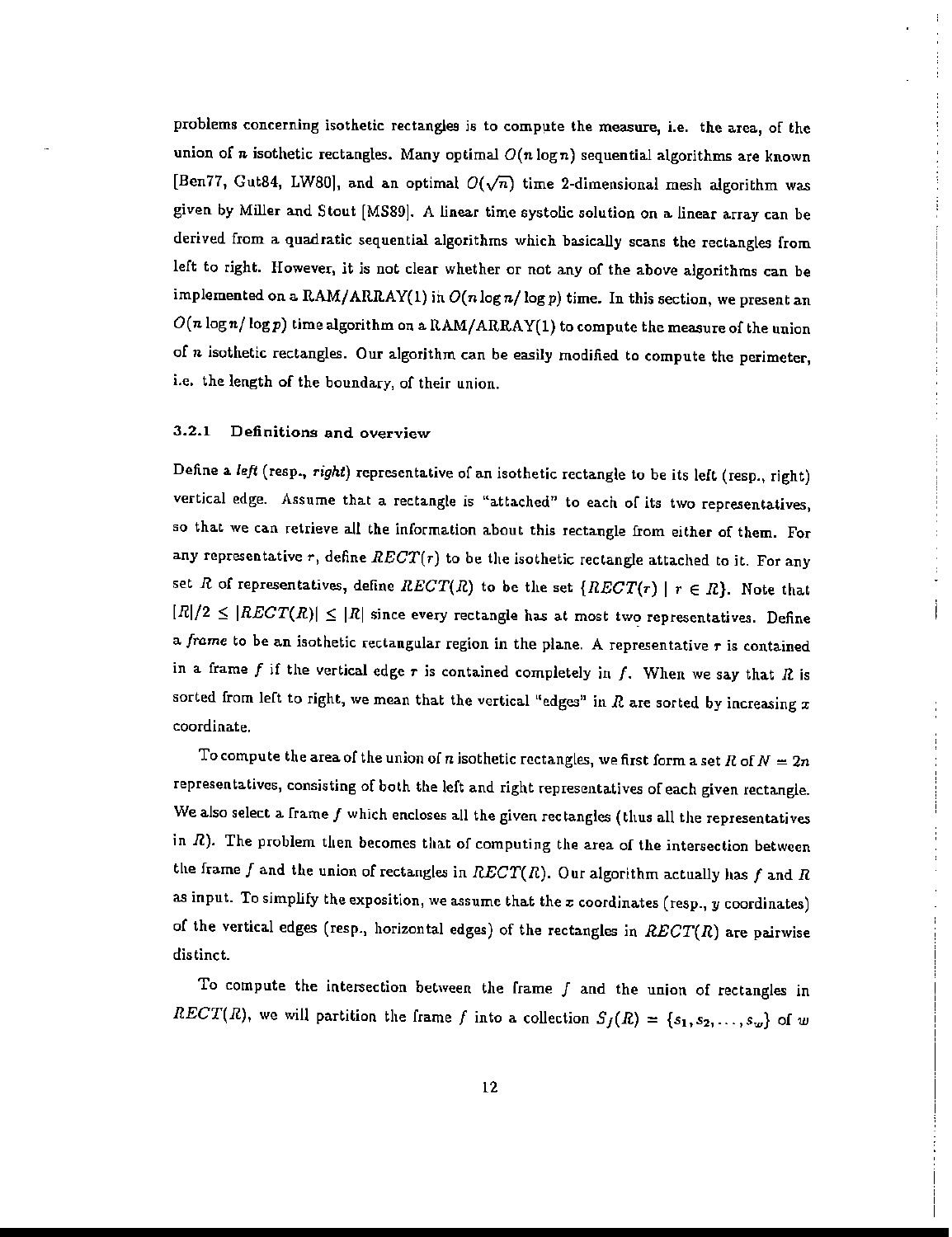problems concerning isothetic rectangles is to compute the measure, i.e. the area, of the union of $n$ isothetic rectangles. Many optimal $O(n \log n)$ sequential algorithms are known [Ben77, Gut84, LW80], and an optimal $O(\sqrt{n})$ time 2-dimensional mesh algorithm was given by Miller and Stout [MS89]. A linear time systolic solution on a linear array can be derived from a quadratic sequential algorithms which basically scans the rectangles from left to right. However, it is not clear whether or not any of the above algorithms can be implemented on a RAM/ARRAY(1) in $O(n \log n / \log p)$ time. In this section, we present an $O(n \log n / \log p)$ time algorithm on a RAM/ARRAY(1) to compute the measure of the union of $n$ isothetic rectangles. Our algorithm can be easily modified to compute the perimeter, i.e. the length of the boundary, of their union.

### 3.2.1 Definitions and overview

Define a *left* (resp., *right*) representative of an isothetic rectangle to be its left (resp., right) vertical edge. Assume that a rectangle is "attached" to each of its two representatives, so that we can retrieve all the information about this rectangle from either of them. For any representative $r$, define $RECT(r)$ to be the isothetic rectangle attached to it. For any set $R$ of representatives, define $RECT(R)$ to be the set $\{RECT(r) \mid r \in R\}$. Note that $|R|/2 \leq |RECT(R)| \leq |R|$ since every rectangle has at most two representatives. Define a *frame* to be an isothetic rectangular region in the plane. A representative $r$ is contained in a frame $f$ if the vertical edge $r$ is contained completely in $f$. When we say that $R$ is sorted from left to right, we mean that the vertical "edges" in $R$ are sorted by increasing $x$ coordinate.

To compute the area of the union of $n$ isothetic rectangles, we first form a set $R$ of $N = 2n$ representatives, consisting of both the left and right representatives of each given rectangle. We also select a frame $f$ which encloses all the given rectangles (thus all the representatives in $R$). The problem then becomes that of computing the area of the intersection between the frame $f$ and the union of rectangles in $RECT(R)$. Our algorithm actually has $f$ and $R$ as input. To simplify the exposition, we assume that the $x$ coordinates (resp., $y$ coordinates) of the vertical edges (resp., horizontal edges) of the rectangles in $RECT(R)$ are pairwise distinct.

To compute the intersection between the frame $f$ and the union of rectangles in $RECT(R)$, we will partition the frame $f$ into a collection $S_f(R) = \{s_1, s_2, \ldots, s_w\}$ of $w$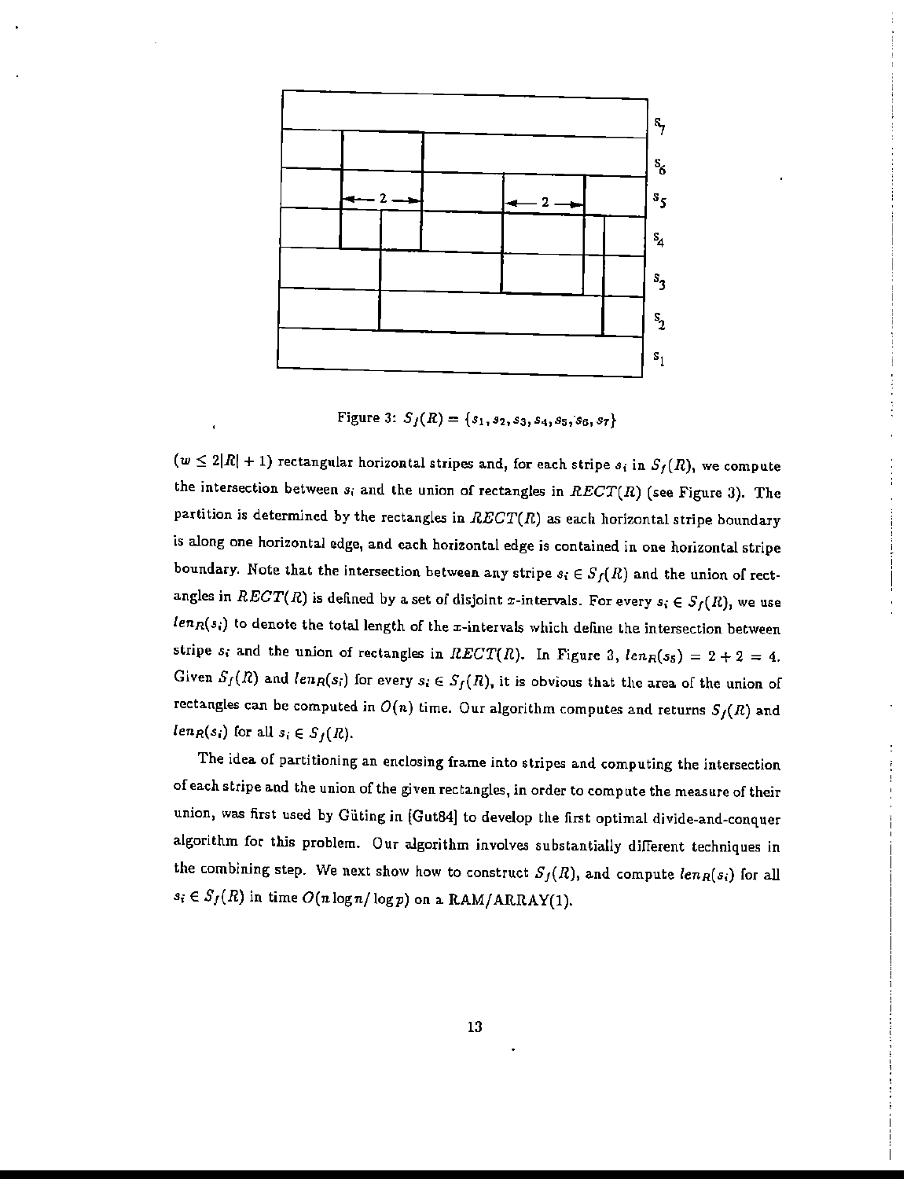Figure 3: $S_f(R) = \{s_1, s_2, s_3, s_4, s_5, s_6, s_7\}$

($w \leq 2|R| + 1$) rectangular horizontal stripes and, for each stripe $s_i$ in $S_f(R)$, we compute the intersection between $s_i$ and the union of rectangles in $RECT(R)$ (see Figure 3). The partition is determined by the rectangles in $RECT(R)$ as each horizontal stripe boundary is along one horizontal edge, and each horizontal edge is contained in one horizontal stripe boundary. Note that the intersection between any stripe $s_i \in S_f(R)$ and the union of rectangles in $RECT(R)$ is defined by a set of disjoint $x$-intervals. For every $s_i \in S_f(R)$, we use $len_R(s_i)$ to denote the total length of the $x$-intervals which define the intersection between stripe $s_i$ and the union of rectangles in $RECT(R)$. In Figure 3, $len_R(s_5) = 2 + 2 = 4$. Given $S_f(R)$ and $len_R(s_i)$ for every $s_i \in S_f(R)$, it is obvious that the area of the union of rectangles can be computed in $O(n)$ time. Our algorithm computes and returns $S_f(R)$ and $len_R(s_i)$ for all $s_i \in S_f(R)$.

The idea of partitioning an enclosing frame into stripes and computing the intersection of each stripe and the union of the given rectangles, in order to compute the measure of their union, was first used by Güting in [Gut84] to develop the first optimal divide-and-conquer algorithm for this problem. Our algorithm involves substantially different techniques in the combining step. We next show how to construct $S_f(R)$, and compute $len_R(s_i)$ for all $s_i \in S_f(R)$ in time $O(n \log n / \log p)$ on a RAM/ARRAY(1).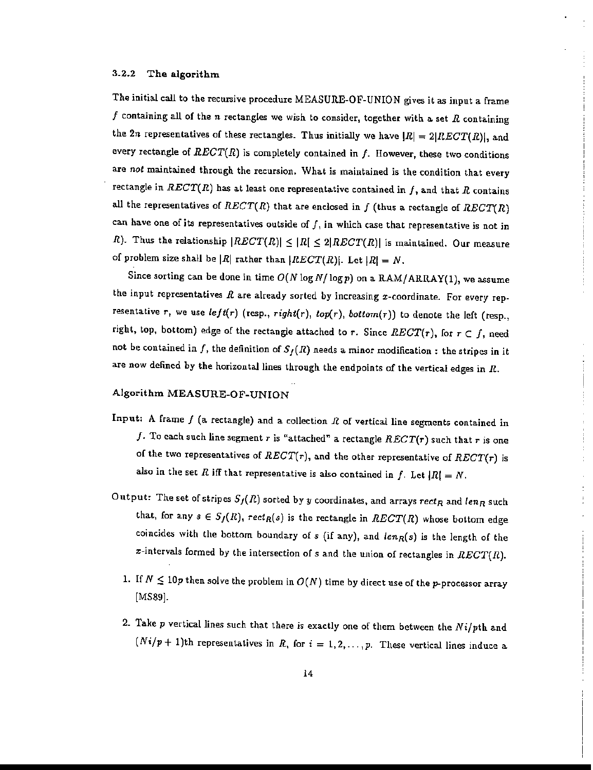### 3.2.2 The algorithm

The initial call to the recursive procedure MEASURE-OF-UNION gives it as input a frame $f$ containing all of the $n$ rectangles we wish to consider, together with a set $R$ containing the $2n$ representatives of these rectangles. Thus initially we have $|R| = 2|RECT(R)|$, and every rectangle of $RECT(R)$ is completely contained in $f$. However, these two conditions are *not* maintained through the recursion. What is maintained is the condition that every rectangle in $RECT(R)$ has at least one representative contained in $f$, and that $R$ contains all the representatives of $RECT(R)$ that are enclosed in $f$ (thus a rectangle of $RECT(R)$ can have one of its representatives outside of $f$, in which case that representative is not in $R$). Thus the relationship $|RECT(R)| \leq |R| \leq 2|RECT(R)|$ is maintained. Our measure of problem size shall be $|R|$ rather than $|RECT(R)|$. Let $|R| = N$.

Since sorting can be done in time $O(N \log N / \log p)$ on a RAM/ARRAY(1), we assume the input representatives $R$ are already sorted by increasing $x$-coordinate. For every representative $r$, we use $left(r)$ (resp., $right(r)$, $top(r)$, $bottom(r)$) to denote the left (resp., right, top, bottom) edge of the rectangle attached to $r$. Since $RECT(r)$, for $r \subset f$, need not be contained in $f$, the definition of $S_f(R)$ needs a minor modification : the stripes in it are now defined by the horizontal lines through the endpoints of the vertical edges in $R$.

#### Algorithm MEASURE-OF-UNION

**Input:** A frame $f$ (a rectangle) and a collection $R$ of vertical line segments contained in $f$. To each such line segment $r$ is "attached" a rectangle $RECT(r)$ such that $r$ is one of the two representatives of $RECT(r)$, and the other representative of $RECT(r)$ is also in the set $R$ iff that representative is also contained in $f$. Let $|R| = N$.

**Output:** The set of stripes $S_f(R)$ sorted by $y$ coordinates, and arrays $rect_R$ and $len_R$ such that, for any $s \in S_f(R)$, $rect_R(s)$ is the rectangle in $RECT(R)$ whose bottom edge coincides with the bottom boundary of $s$ (if any), and $len_R(s)$ is the length of the $x$-intervals formed by the intersection of s and the union of rectangles in $RECT(R)$.

1. If $N \leq 10p$ then solve the problem in $O(N)$ time by direct use of the $p$-processor array [MS89].

2. Take $p$ vertical lines such that there is exactly one of them between the $Ni/p$th and $(Ni/p + 1)$th representatives in $R$, for $i = 1, 2, \ldots, p$. These vertical lines induce a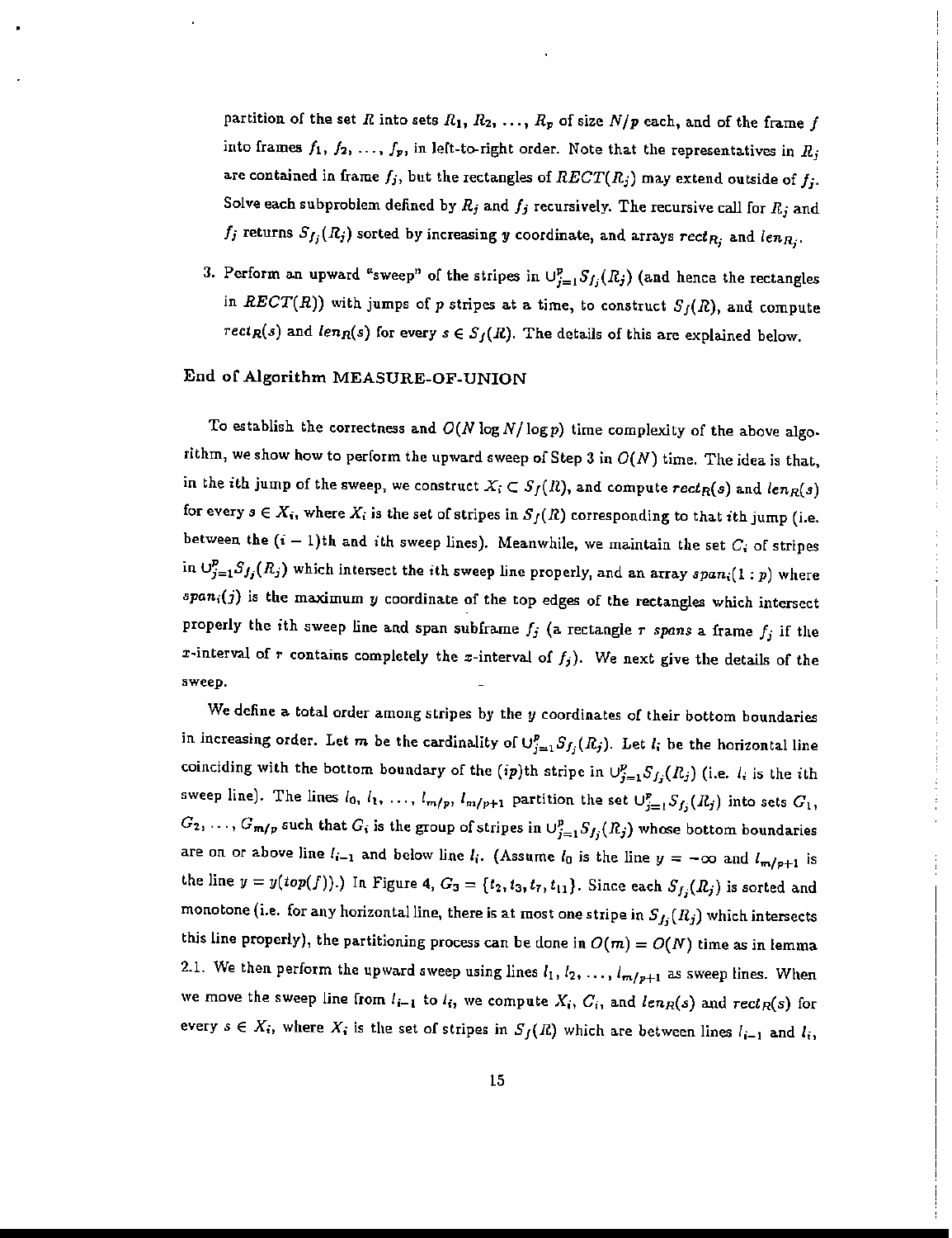partition of the set $R$ into sets $R_1, R_2, \ldots, R_p$ of size $N/p$ each, and of the frame $f$ into frames $f_1, f_2, \ldots, f_p$, in left-to-right order. Note that the representatives in $R_j$ are contained in frame $f_j$, but the rectangles of $RECT(R_j)$ may extend outside of $f_j$. Solve each subproblem defined by $R_j$ and $f_j$ recursively. The recursive call for $R_j$ and $f_j$ returns $S_{f_j}(R_j)$ sorted by increasing $y$ coordinate, and arrays $rect_{R_j}$ and $len_{R_j}$.

3. Perform an upward "sweep" of the stripes in $\cup_{j=1}^{p} S_{f_j}(R_j)$ (and hence the rectangles in $RECT(R)$) with jumps of $p$ stripes at a time, to construct $S_f(R)$, and compute $rect_R(s)$ and $len_R(s)$ for every $s \in S_f(R)$. The details of this are explained below.

End of Algorithm MEASURE-OF-UNION

To establish the correctness and $O(N \log N / \log p)$ time complexity of the above algorithm, we show how to perform the upward sweep of Step 3 in $O(N)$ time. The idea is that, in the $i$th jump of the sweep, we construct $X_i \subset S_f(R)$, and compute $rect_R(s)$ and $len_R(s)$ for every $s \in X_i$, where $X_i$ is the set of stripes in $S_f(R)$ corresponding to that $i$th jump (i.e. between the $(i-1)$th and $i$th sweep lines). Meanwhile, we maintain the set $C_i$ of stripes in $\cup_{j=1}^{p} S_{f_j}(R_j)$ which intersect the $i$th sweep line properly, and an array $span_i(1:p)$ where $span_i(j)$ is the maximum $y$ coordinate of the top edges of the rectangles which intersect properly the $i$th sweep line and span subframe $f_j$ (a rectangle $r$ *spans* a frame $f_j$ if the $x$-interval of $r$ contains completely the $x$-interval of $f_j$). We next give the details of the sweep.

We define a total order among stripes by the $y$ coordinates of their bottom boundaries in increasing order. Let $m$ be the cardinality of $\cup_{j=1}^{p} S_{f_j}(R_j)$. Let $l_i$ be the horizontal line coinciding with the bottom boundary of the $(ip)$th stripe in $\cup_{j=1}^{p} S_{f_j}(R_j)$ (i.e. $l_i$ is the $i$th sweep line). The lines $l_0, l_1, \ldots, l_{m/p}, l_{m/p+1}$ partition the set $\cup_{j=1}^{p} S_{f_j}(R_j)$ into sets $G_1, G_2, \ldots, G_{m/p}$ such that $G_i$ is the group of stripes in $\cup_{j=1}^{p} S_{f_j}(R_j)$ whose bottom boundaries are on or above line $l_{i-1}$ and below line $l_i$. (Assume $l_0$ is the line $y = -\infty$ and $l_{m/p+1}$ is the line $y = y(top(f))$.) In Figure 4, $G_3 = \{t_2, t_3, t_7, t_{11}\}$. Since each $S_{f_j}(R_j)$ is sorted and monotone (i.e. for any horizontal line, there is at most one stripe in $S_{f_j}(R_j)$ which intersects this line properly), the partitioning process can be done in $O(m) = O(N)$ time as in lemma 2.1. We then perform the upward sweep using lines $l_1, l_2, \ldots, l_{m/p+1}$ as sweep lines. When we move the sweep line from $l_{i-1}$ to $l_i$, we compute $X_i$, $C_i$, and $len_R(s)$ and $rect_R(s)$ for every $s \in X_i$, where $X_i$ is the set of stripes in $S_f(R)$ which are between lines $l_{i-1}$ and $l_i$,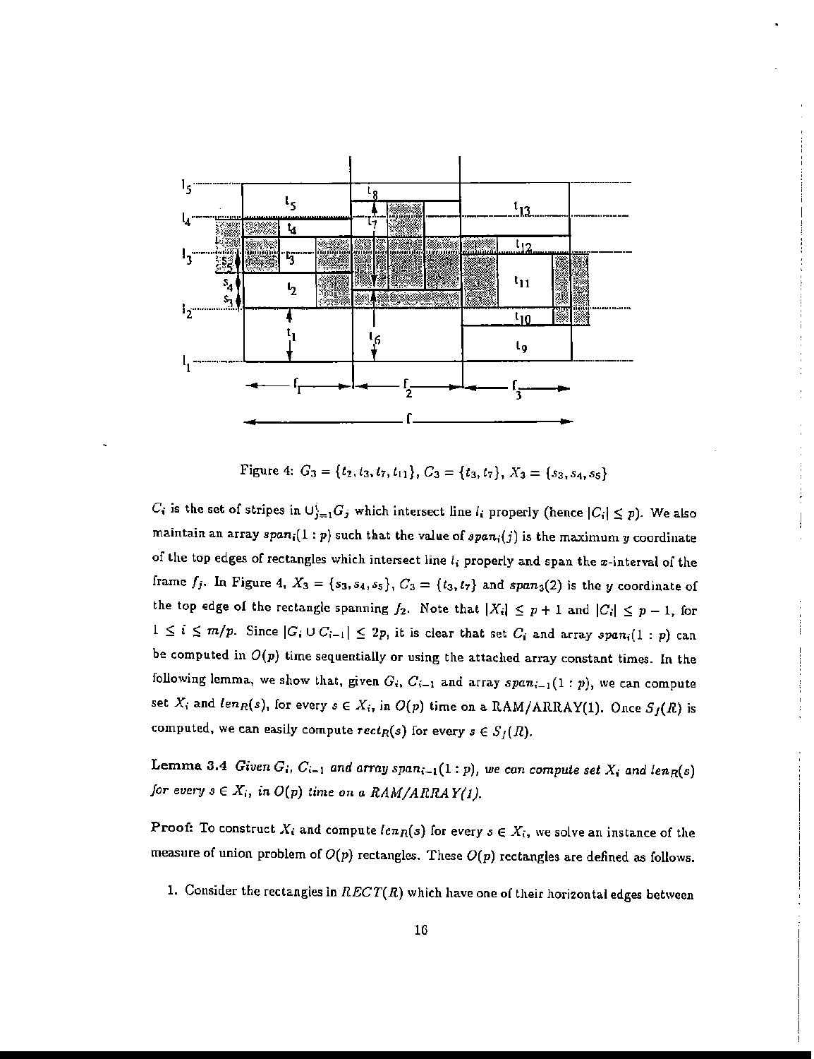Figure 4: $G_3 = \{t_2, t_3, t_7, t_{11}\}$, $C_3 = \{t_3, t_7\}$, $X_3 = \{s_3, s_4, s_5\}$

$C_i$ is the set of stripes in $\cup_{j=1}^{i} G_j$ which intersect line $l_i$ properly (hence $|C_i| \leq p$). We also maintain an array $span_i(1:p)$ such that the value of $span_i(j)$ is the maximum $y$ coordinate of the top edges of rectangles which intersect line $l_i$ properly and span the $x$-interval of the frame $f_j$. In Figure 4, $X_3 = \{s_3, s_4, s_5\}$, $C_3 = \{t_3, t_7\}$ and $span_3(2)$ is the $y$ coordinate of the top edge of the rectangle spanning $f_2$. Note that $|X_i| \leq p+1$ and $|C_i| \leq p-1$, for $1 \leq i \leq m/p$. Since $|G_i \cup C_{i-1}| \leq 2p$, it is clear that set $C_i$ and array $span_i(1:p)$ can be computed in $O(p)$ time sequentially or using the attached array constant times. In the following lemma, we show that, given $G_i$, $C_{i-1}$ and array $span_{i-1}(1:p)$, we can compute set $X_i$ and $len_R(s)$, for every $s \in X_i$, in $O(p)$ time on a RAM/ARRAY(1). Once $S_f(R)$ is computed, we can easily compute $rect_R(s)$ for every $s \in S_f(R)$.

**Lemma 3.4** *Given $G_i$, $C_{i-1}$ and array $span_{i-1}(1:p)$, we can compute set $X_i$ and $len_R(s)$ for every $s \in X_i$, in $O(p)$ time on a RAM/ARRAY(1).*

**Proof:** To construct $X_i$ and compute $len_R(s)$ for every $s \in X_i$, we solve an instance of the measure of union problem of $O(p)$ rectangles. These $O(p)$ rectangles are defined as follows.

1. Consider the rectangles in $RECT(R)$ which have one of their horizontal edges between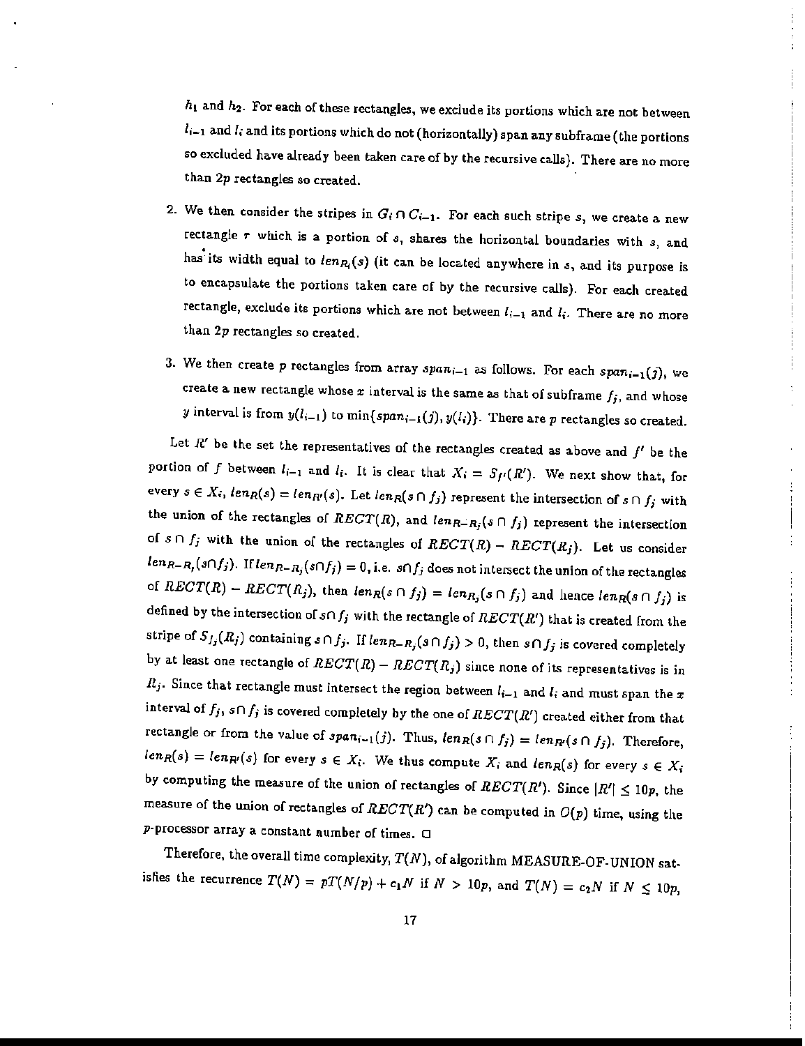$h_1$ and $h_2$. For each of these rectangles, we exclude its portions which are not between $l_{i-1}$ and $l_i$ and its portions which do not (horizontally) span any subframe (the portions so excluded have already been taken care of by the recursive calls). There are no more than $2p$ rectangles so created.

2. We then consider the stripes in $G_i \cap C_{i-1}$. For each such stripe $s$, we create a new rectangle $r$ which is a portion of $s$, shares the horizontal boundaries with $s$, and has its width equal to $len_{R_i}(s)$ (it can be located anywhere in $s$, and its purpose is to encapsulate the portions taken care of by the recursive calls). For each created rectangle, exclude its portions which are not between $l_{i-1}$ and $l_i$. There are no more than $2p$ rectangles so created.

3. We then create $p$ rectangles from array $span_{i-1}$ as follows. For each $span_{i-1}(j)$, we create a new rectangle whose $x$ interval is the same as that of subframe $f_j$, and whose $y$ interval is from $y(l_{i-1})$ to $\min\{span_{i-1}(j), y(l_i)\}$. There are $p$ rectangles so created.

Let $R'$ be the set the representatives of the rectangles created as above and $f'$ be the portion of $f$ between $l_{i-1}$ and $l_i$. It is clear that $X_i = S_{f'}(R')$. We next show that, for every $s \in X_i$, $len_R(s) = len_{R'}(s)$. Let $len_R(s \cap f_j)$ represent the intersection of $s \cap f_j$ with the union of the rectangles of $RECT(R)$, and $len_{R-R_j}(s \cap f_j)$ represent the intersection of $s \cap f_j$ with the union of the rectangles of $RECT(R) - RECT(R_j)$. Let us consider $len_{R-R_j}(s \cap f_j)$. If $len_{R-R_j}(s \cap f_j) = 0$, i.e. $s \cap f_j$ does not intersect the union of the rectangles of $RECT(R) - RECT(R_j)$, then $len_R(s \cap f_j) = len_{R_j}(s \cap f_j)$ and hence $len_R(s \cap f_j)$ is defined by the intersection of $s \cap f_j$ with the rectangle of $RECT(R')$ that is created from the stripe of $S_{f_j}(R_j)$ containing $s \cap f_j$. If $len_{R-R_j}(s \cap f_j) > 0$, then $s \cap f_j$ is covered completely by at least one rectangle of $RECT(R) - RECT(R_j)$ since none of its representatives is in $R_j$. Since that rectangle must intersect the region between $l_{i-1}$ and $l_i$ and must span the $x$ interval of $f_j$, $s \cap f_j$ is covered completely by the one of $RECT(R')$ created either from that rectangle or from the value of $span_{i-1}(j)$. Thus, $len_R(s \cap f_j) = len_{R'}(s \cap f_j)$. Therefore, $len_R(s) = len_{R'}(s)$ for every $s \in X_i$. We thus compute $X_i$ and $len_R(s)$ for every $s \in X_i$ by computing the measure of the union of rectangles of $RECT(R')$. Since $|R'| \leq 10p$, the measure of the union of rectangles of $RECT(R')$ can be computed in $O(p)$ time, using the $p$-processor array a constant number of times. □

Therefore, the overall time complexity, $T(N)$, of algorithm MEASURE-OF-UNION satisfies the recurrence $T(N) = pT(N/p) + c_1 N$ if $N > 10p$, and $T(N) = c_2 N$ if $N \leq 10p$,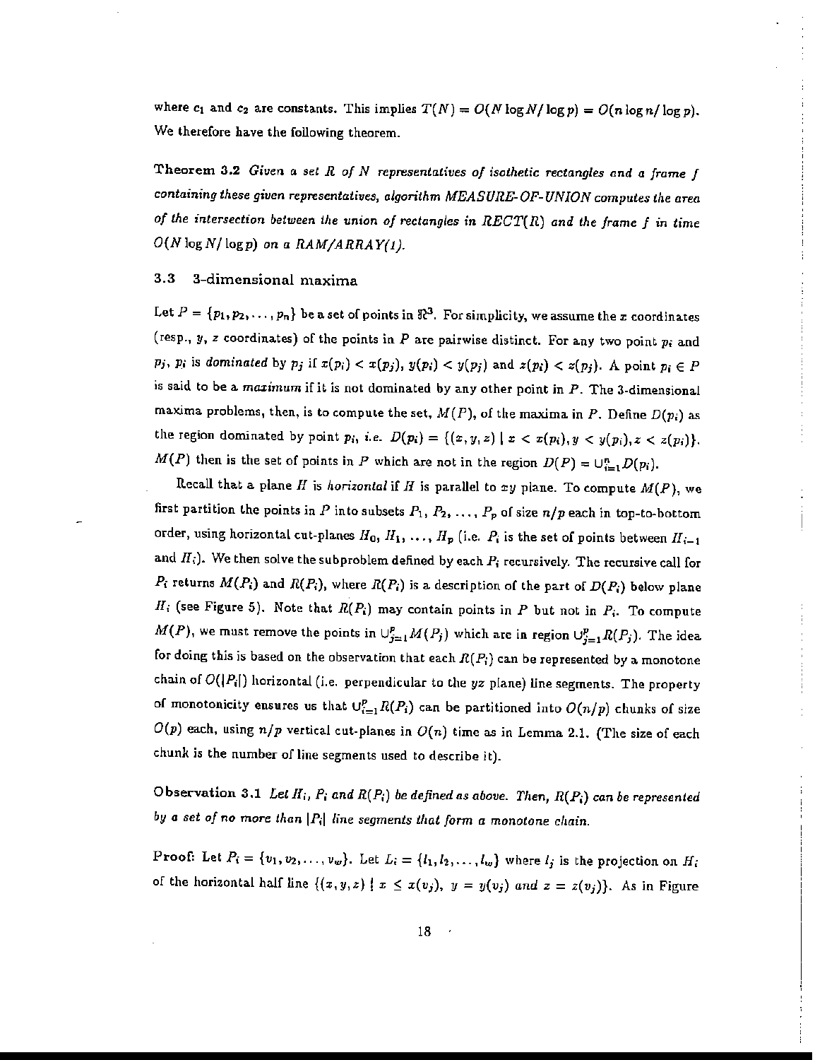where $c_1$ and $c_2$ are constants. This implies $T(N) = O(N \log N / \log p) = O(n \log n / \log p)$. We therefore have the following theorem.

**Theorem 3.2** *Given a set $R$ of $N$ representatives of isothetic rectangles and a frame $f$ containing these given representatives, algorithm MEASURE-OF-UNION computes the area of the intersection between the union of rectangles in $RECT(R)$ and the frame $f$ in time $O(N \log N / \log p)$ on a RAM/ARRAY(1).*

### 3.3 3-dimensional maxima

Let $P = \{p_1, p_2, \ldots, p_n\}$ be a set of points in $\Re^3$. For simplicity, we assume the $x$ coordinates (resp., $y$, $z$ coordinates) of the points in $P$ are pairwise distinct. For any two point $p_i$ and $p_j$, $p_i$ is *dominated* by $p_j$ if $x(p_i) < x(p_j)$, $y(p_i) < y(p_j)$ and $z(p_i) < z(p_j)$. A point $p_i \in P$ is said to be a *maximum* if it is not dominated by any other point in $P$. The 3-dimensional maxima problems, then, is to compute the set, $M(P)$, of the maxima in $P$. Define $D(p_i)$ as the region dominated by point $p_i$, *i.e.* $D(p_i) = \{(x, y, z) \mid x < x(p_i), y < y(p_i), z < z(p_i)\}$. $M(P)$ then is the set of points in $P$ which are not in the region $D(P) = \cup_{i=1}^{n} D(p_i)$.

Recall that a plane $H$ is *horizontal* if $H$ is parallel to $xy$ plane. To compute $M(P)$, we first partition the points in $P$ into subsets $P_1, P_2, \ldots, P_p$ of size $n/p$ each in top-to-bottom order, using horizontal cut-planes $H_0, H_1, \ldots, H_p$ (i.e. $P_i$ is the set of points between $H_{i-1}$ and $H_i$). We then solve the subproblem defined by each $P_i$ recursively. The recursive call for $P_i$ returns $M(P_i)$ and $R(P_i)$, where $R(P_i)$ is a description of the part of $D(P_i)$ below plane $H_i$ (see Figure 5). Note that $R(P_i)$ may contain points in $P$ but not in $P_i$. To compute $M(P)$, we must remove the points in $\cup_{j=1}^{p} M(P_j)$ which are in region $\cup_{j=1}^{p} R(P_j)$. The idea for doing this is based on the observation that each $R(P_i)$ can be represented by a monotone chain of $O(|P_i|)$ horizontal (i.e. perpendicular to the $yz$ plane) line segments. The property of monotonicity ensures us that $\cup_{i=1}^{p} R(P_i)$ can be partitioned into $O(n/p)$ chunks of size $O(p)$ each, using $n/p$ vertical cut-planes in $O(n)$ time as in Lemma 2.1. (The size of each chunk is the number of line segments used to describe it).

**Observation 3.1** *Let $H_i$, $P_i$ and $R(P_i)$ be defined as above. Then, $R(P_i)$ can be represented by a set of no more than $|P_i|$ line segments that form a monotone chain.*

**Proof:** Let $P_i = \{v_1, v_2, \ldots, v_w\}$. Let $L_i = \{l_1, l_2, \ldots, l_w\}$ where $l_j$ is the projection on $H_i$ of the horizontal half line $\{(x, y, z) \mid x \leq x(v_j),\ y = y(v_j)\ \textit{and}\ z = z(v_j)\}$. As in Figure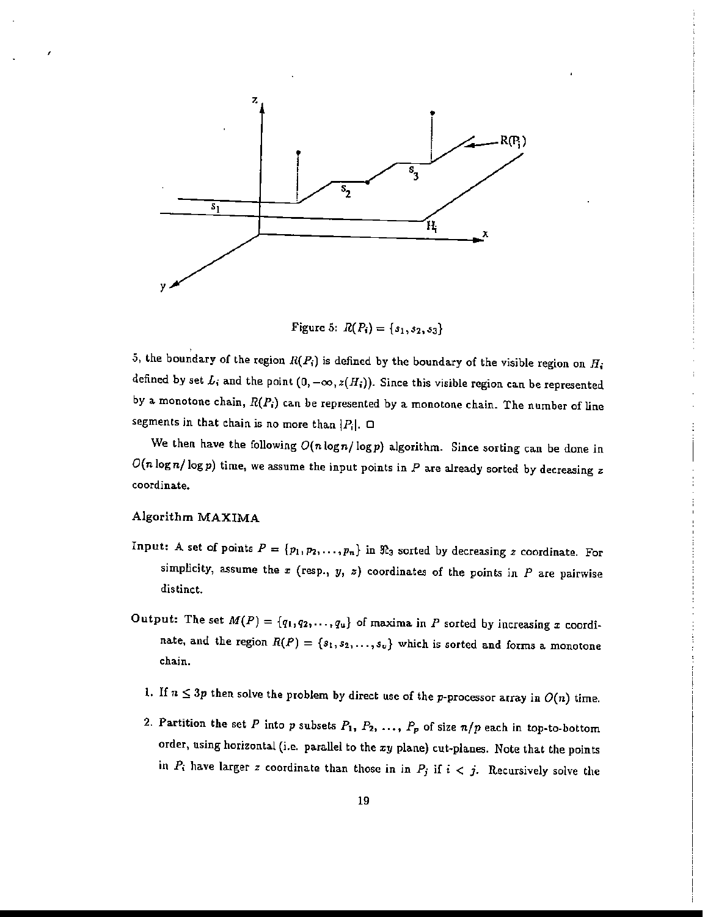Figure 5: $R(P_i) = \{s_1, s_2, s_3\}$

5, the boundary of the region $R(P_i)$ is defined by the boundary of the visible region on $H_i$ defined by set $L_i$ and the point $(0, -\infty, z(H_i))$. Since this visible region can be represented by a monotone chain, $R(P_i)$ can be represented by a monotone chain. The number of line segments in that chain is no more than $|P_i|$. □

We then have the following $O(n \log n / \log p)$ algorithm. Since sorting can be done in $O(n \log n / \log p)$ time, we assume the input points in $P$ are already sorted by decreasing $z$ coordinate.

### Algorithm MAXIMA

**Input:** A set of points $P = \{p_1, p_2, \ldots, p_n\}$ in $\Re_3$ sorted by decreasing $z$ coordinate. For simplicity, assume the $x$ (resp., $y$, $z$) coordinates of the points in $P$ are pairwise distinct.

**Output:** The set $M(P) = \{q_1, q_2, \ldots, q_u\}$ of maxima in $P$ sorted by increasing $x$ coordinate, and the region $R(P) = \{s_1, s_2, \ldots, s_v\}$ which is sorted and forms a monotone chain.

1. If $n \leq 3p$ then solve the problem by direct use of the $p$-processor array in $O(n)$ time.
2. Partition the set $P$ into $p$ subsets $P_1, P_2, \ldots, P_p$ of size $n/p$ each in top-to-bottom order, using horizontal (i.e. parallel to the $xy$ plane) cut-planes. Note that the points in $P_i$ have larger $z$ coordinate than those in in $P_j$ if $i < j$. Recursively solve the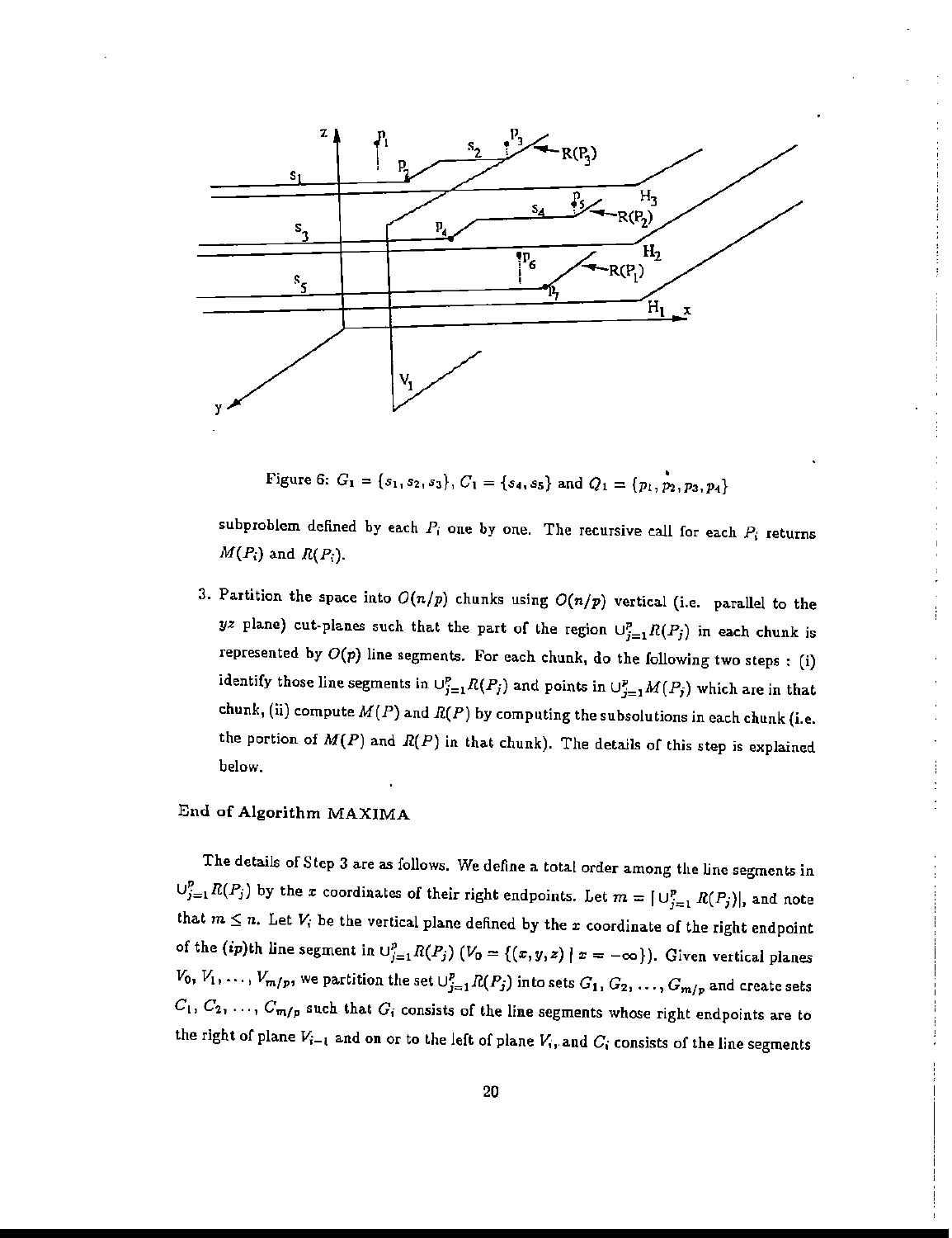Figure 6: $G_1 = \{s_1, s_2, s_3\}$, $C_1 = \{s_4, s_5\}$ and $Q_1 = \{p_1, p_2, p_3, p_4\}$

subproblem defined by each $P_i$ one by one. The recursive call for each $P_i$ returns $M(P_i)$ and $R(P_i)$.

3. Partition the space into $O(n/p)$ chunks using $O(n/p)$ vertical (i.e. parallel to the $yz$ plane) cut-planes such that the part of the region $\cup_{j=1}^{p} R(P_j)$ in each chunk is represented by $O(p)$ line segments. For each chunk, do the following two steps : (i) identify those line segments in $\cup_{j=1}^{p} R(P_j)$ and points in $\cup_{j=1}^{p} M(P_j)$ which are in that chunk, (ii) compute $M(P)$ and $R(P)$ by computing the subsolutions in each chunk (i.e. the portion of $M(P)$ and $R(P)$ in that chunk). The details of this step is explained below.

**End of Algorithm MAXIMA**

The details of Step 3 are as follows. We define a total order among the line segments in $\cup_{j=1}^{p} R(P_j)$ by the $x$ coordinates of their right endpoints. Let $m = |\cup_{j=1}^{p} R(P_j)|$, and note that $m \leq n$. Let $V_i$ be the vertical plane defined by the $x$ coordinate of the right endpoint of the $(ip)$th line segment in $\cup_{j=1}^{p} R(P_j)$ ($V_0 = \{(x, y, z) \mid x = -\infty\}$). Given vertical planes $V_0, V_1, \ldots, V_{m/p}$, we partition the set $\cup_{j=1}^{p} R(P_j)$ into sets $G_1, G_2, \ldots, G_{m/p}$ and create sets $C_1, C_2, \ldots, C_{m/p}$ such that $G_i$ consists of the line segments whose right endpoints are to the right of plane $V_{i-1}$ and on or to the left of plane $V_i$, and $C_i$ consists of the line segments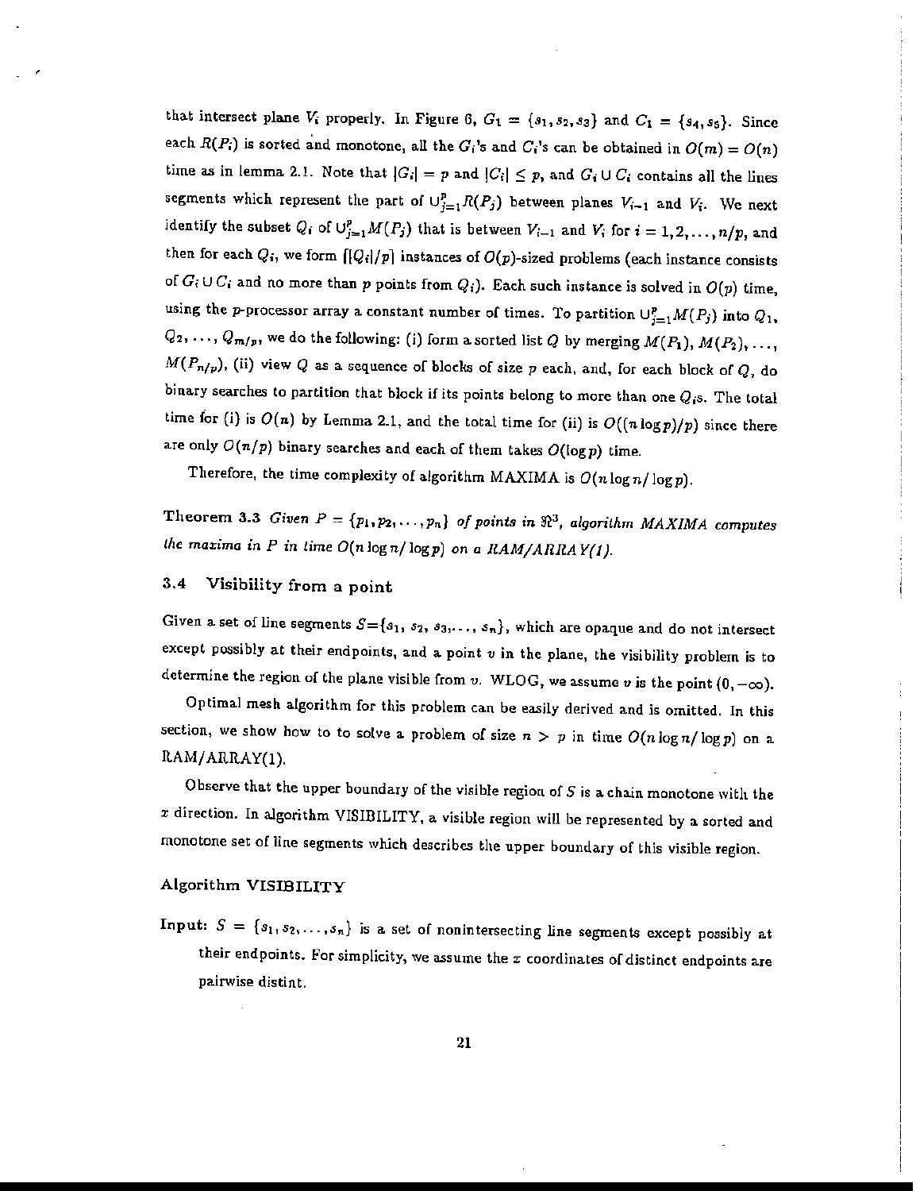that intersect plane $V_i$ properly. In Figure 6, $G_1 = \{s_1, s_2, s_3\}$ and $C_1 = \{s_4, s_5\}$. Since each $R(P_i)$ is sorted and monotone, all the $G_i$'s and $C_i$'s can be obtained in $O(m) = O(n)$ time as in lemma 2.1. Note that $|G_i| = p$ and $|C_i| \leq p$, and $G_i \cup C_i$ contains all the lines segments which represent the part of $\cup_{j=1}^{p} R(P_j)$ between planes $V_{i-1}$ and $V_i$. We next identify the subset $Q_i$ of $\cup_{j=1}^{p} M(P_j)$ that is between $V_{i-1}$ and $V_i$ for $i = 1, 2, \ldots, n/p$, and then for each $Q_i$, we form $\lceil |Q_i|/p \rceil$ instances of $O(p)$-sized problems (each instance consists of $G_i \cup C_i$ and no more than $p$ points from $Q_i$). Each such instance is solved in $O(p)$ time, using the $p$-processor array a constant number of times. To partition $\cup_{j=1}^{p} M(P_j)$ into $Q_1$, $Q_2, \ldots, Q_{m/p}$, we do the following: (i) form a sorted list $Q$ by merging $M(P_1), M(P_2), \ldots, M(P_{n/p})$, (ii) view $Q$ as a sequence of blocks of size $p$ each, and, for each block of $Q$, do binary searches to partition that block if its points belong to more than one $Q_i$s. The total time for (i) is $O(n)$ by Lemma 2.1, and the total time for (ii) is $O((n \log p)/p)$ since there are only $O(n/p)$ binary searches and each of them takes $O(\log p)$ time.

Therefore, the time complexity of algorithm MAXIMA is $O(n \log n / \log p)$.

**Theorem 3.3** *Given $P = \{p_1, p_2, \ldots, p_n\}$ of points in $\Re^3$, algorithm MAXIMA computes the maxima in $P$ in time $O(n \log n / \log p)$ on a RAM/ARRAY(1).*

### 3.4 Visibility from a point

Given a set of line segments $S = \{s_1, s_2, s_3, \ldots, s_n\}$, which are opaque and do not intersect except possibly at their endpoints, and a point $v$ in the plane, the visibility problem is to determine the region of the plane visible from $v$. WLOG, we assume $v$ is the point $(0, -\infty)$.

Optimal mesh algorithm for this problem can be easily derived and is omitted. In this section, we show how to to solve a problem of size $n > p$ in time $O(n \log n / \log p)$ on a RAM/ARRAY(1).

Observe that the upper boundary of the visible region of $S$ is a chain monotone with the $x$ direction. In algorithm VISIBILITY, a visible region will be represented by a sorted and monotone set of line segments which describes the upper boundary of this visible region.

#### Algorithm VISIBILITY

**Input:** $S = \{s_1, s_2, \ldots, s_n\}$ is a set of nonintersecting line segments except possibly at their endpoints. For simplicity, we assume the $x$ coordinates of distinct endpoints are pairwise distint.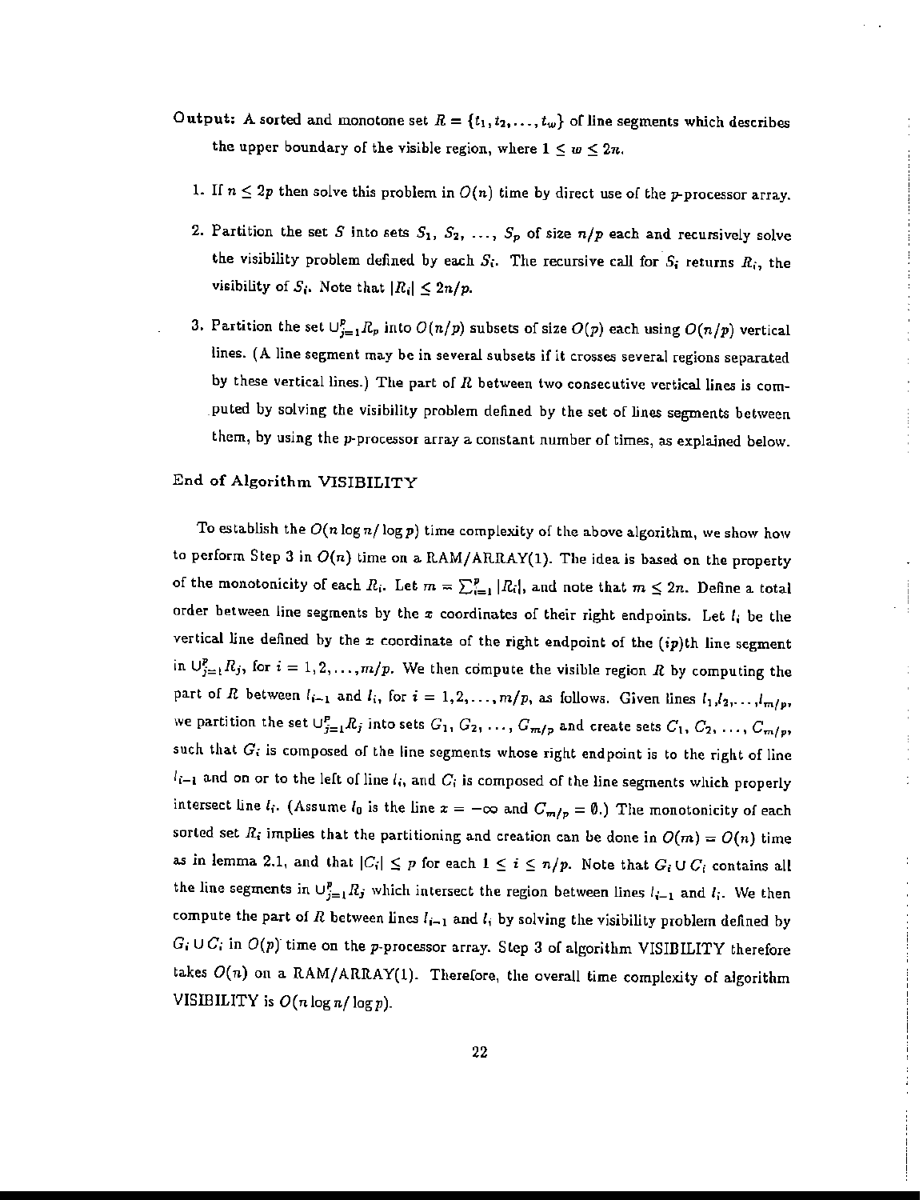**Output:** A sorted and monotone set $R = \{t_1, t_2, \ldots, t_w\}$ of line segments which describes the upper boundary of the visible region, where $1 \leq w \leq 2n$.

1. If $n \leq 2p$ then solve this problem in $O(n)$ time by direct use of the $p$-processor array.

2. Partition the set $S$ into sets $S_1, S_2, \ldots, S_p$ of size $n/p$ each and recursively solve the visibility problem defined by each $S_i$. The recursive call for $S_i$ returns $R_i$, the visibility of $S_i$. Note that $|R_i| \leq 2n/p$.

3. Partition the set $\cup_{j=1}^{p} R_p$ into $O(n/p)$ subsets of size $O(p)$ each using $O(n/p)$ vertical lines. (A line segment may be in several subsets if it crosses several regions separated by these vertical lines.) The part of $R$ between two consecutive vertical lines is computed by solving the visibility problem defined by the set of lines segments between them, by using the $p$-processor array a constant number of times, as explained below.

End of Algorithm VISIBILITY

To establish the $O(n \log n / \log p)$ time complexity of the above algorithm, we show how to perform Step 3 in $O(n)$ time on a RAM/ARRAY(1). The idea is based on the property of the monotonicity of each $R_i$. Let $m = \sum_{i=1}^{p} |R_i|$, and note that $m \leq 2n$. Define a total order between line segments by the $x$ coordinates of their right endpoints. Let $l_i$ be the vertical line defined by the $x$ coordinate of the right endpoint of the $(ip)$th line segment in $\cup_{j=1}^{p} R_j$, for $i = 1, 2, \ldots, m/p$. We then compute the visible region $R$ by computing the part of $R$ between $l_{i-1}$ and $l_i$, for $i = 1, 2, \ldots, m/p$, as follows. Given lines $l_1, l_2, \ldots, l_{m/p}$, we partition the set $\cup_{j=1}^{p} R_j$ into sets $G_1, G_2, \ldots, G_{m/p}$ and create sets $C_1, C_2, \ldots, C_{m/p}$, such that $G_i$ is composed of the line segments whose right endpoint is to the right of line $l_{i-1}$ and on or to the left of line $l_i$, and $C_i$ is composed of the line segments which properly intersect line $l_i$. (Assume $l_0$ is the line $x = -\infty$ and $C_{m/p} = \emptyset$.) The monotonicity of each sorted set $R_i$ implies that the partitioning and creation can be done in $O(m) = O(n)$ time as in lemma 2.1, and that $|C_i| \leq p$ for each $1 \leq i \leq n/p$. Note that $G_i \cup C_i$ contains all the line segments in $\cup_{j=1}^{p} R_j$ which intersect the region between lines $l_{i-1}$ and $l_i$. We then compute the part of $R$ between lines $l_{i-1}$ and $l_i$ by solving the visibility problem defined by $G_i \cup C_i$ in $O(p)$ time on the $p$-processor array. Step 3 of algorithm VISIBILITY therefore takes $O(n)$ on a RAM/ARRAY(1). Therefore, the overall time complexity of algorithm VISIBILITY is $O(n \log n / \log p)$.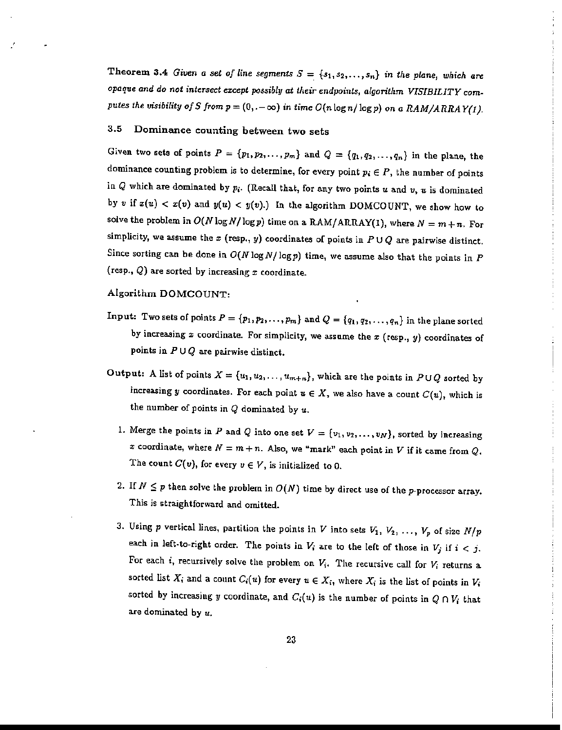**Theorem 3.4** *Given a set of line segments $S = \{s_1, s_2, \ldots, s_n\}$ in the plane, which are opaque and do not intersect except possibly at their endpoints, algorithm VISIBILITY computes the visibility of $S$ from $p = (0, -\infty)$ in time $O(n \log n / \log p)$ on a RAM/ARRAY(1).*

### 3.5 Dominance counting between two sets

Given two sets of points $P = \{p_1, p_2, \ldots, p_m\}$ and $Q = \{q_1, q_2, \ldots, q_n\}$ in the plane, the dominance counting problem is to determine, for every point $p_i \in P$, the number of points in $Q$ which are dominated by $p_i$. (Recall that, for any two points $u$ and $v$, $u$ is dominated by $v$ if $x(u) < x(v)$ and $y(u) < y(v)$.) In the algorithm DOMCOUNT, we show how to solve the problem in $O(N \log N / \log p)$ time on a RAM/ARRAY(1), where $N = m + n$. For simplicity, we assume the $x$ (resp., $y$) coordinates of points in $P \cup Q$ are pairwise distinct. Since sorting can be done in $O(N \log N / \log p)$ time, we assume also that the points in $P$ (resp., $Q$) are sorted by increasing $x$ coordinate.

**Algorithm DOMCOUNT:**

**Input:** Two sets of points $P = \{p_1, p_2, \ldots, p_m\}$ and $Q = \{q_1, q_2, \ldots, q_n\}$ in the plane sorted by increasing $x$ coordinate. For simplicity, we assume the $x$ (resp., $y$) coordinates of points in $P \cup Q$ are pairwise distinct.

**Output:** A list of points $X = \{u_1, u_2, \ldots, u_{m+n}\}$, which are the points in $P \cup Q$ sorted by increasing $y$ coordinates. For each point $u \in X$, we also have a count $C(u)$, which is the number of points in $Q$ dominated by $u$.

1. Merge the points in $P$ and $Q$ into one set $V = \{v_1, v_2, \ldots, v_N\}$, sorted by increasing $x$ coordinate, where $N = m + n$. Also, we "mark" each point in $V$ if it came from $Q$. The count $C(v)$, for every $v \in V$, is initialized to 0.

2. If $N \leq p$ then solve the problem in $O(N)$ time by direct use of the $p$-processor array. This is straightforward and omitted.

3. Using $p$ vertical lines, partition the points in $V$ into sets $V_1, V_2, \ldots, V_p$ of size $N/p$ each in left-to-right order. The points in $V_i$ are to the left of those in $V_j$ if $i < j$. For each $i$, recursively solve the problem on $V_i$. The recursive call for $V_i$ returns a sorted list $X_i$ and a count $C_i(u)$ for every $u \in X_i$, where $X_i$ is the list of points in $V_i$ sorted by increasing $y$ coordinate, and $C_i(u)$ is the number of points in $Q \cap V_i$ that are dominated by $u$.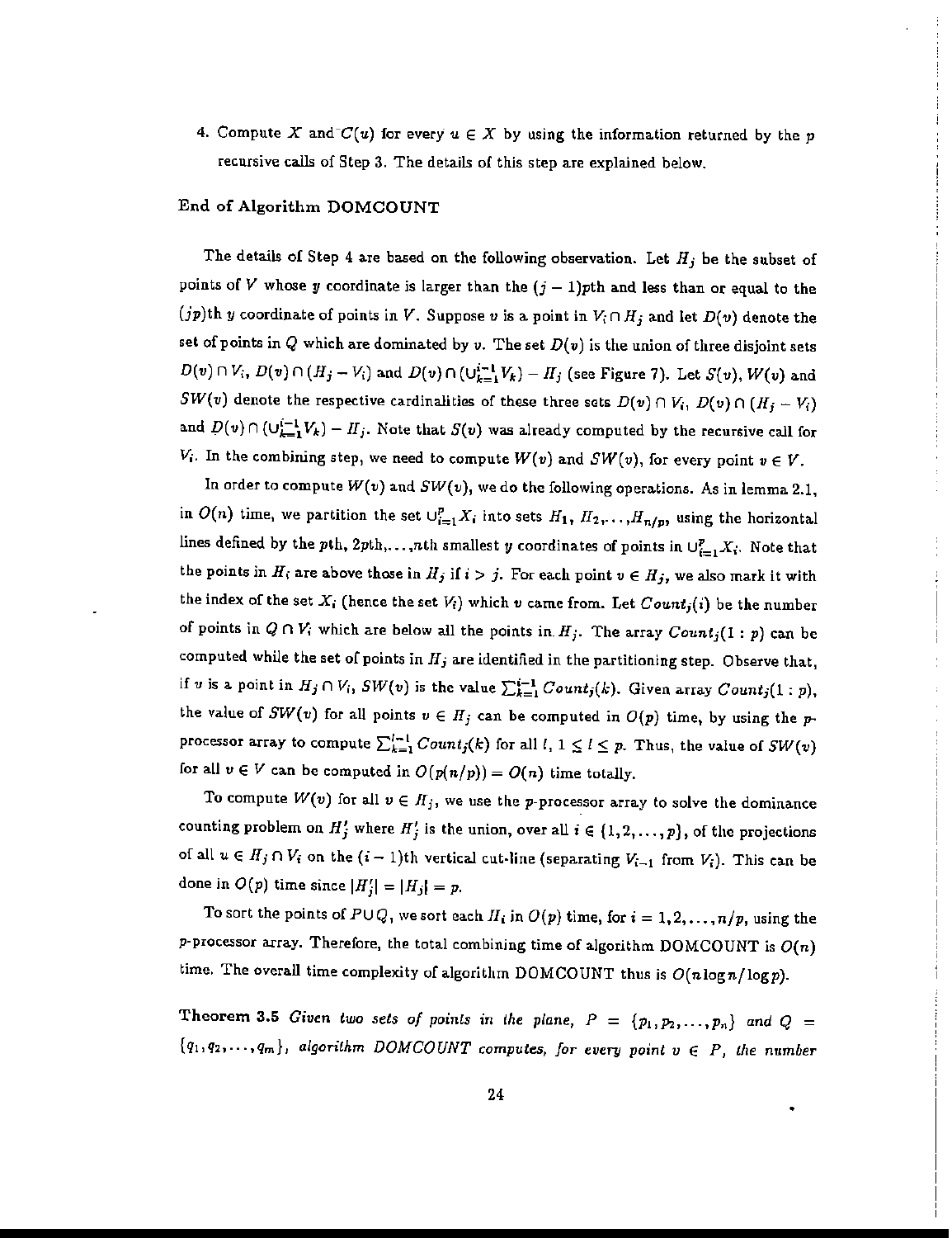4. Compute $X$ and $C(u)$ for every $u \in X$ by using the information returned by the $p$ recursive calls of Step 3. The details of this step are explained below.

End of Algorithm DOMCOUNT

The details of Step 4 are based on the following observation. Let $H_j$ be the subset of points of $V$ whose $y$ coordinate is larger than the $(j-1)p$th and less than or equal to the $(jp)$th $y$ coordinate of points in $V$. Suppose $v$ is a point in $V_i \cap H_j$ and let $D(v)$ denote the set of points in $Q$ which are dominated by $v$. The set $D(v)$ is the union of three disjoint sets $D(v) \cap V_i$, $D(v) \cap (H_j - V_i)$ and $D(v) \cap (\cup_{k=1}^{i-1} V_k) - H_j$ (see Figure 7). Let $S(v)$, $W(v)$ and $SW(v)$ denote the respective cardinalities of these three sets $D(v) \cap V_i$, $D(v) \cap (H_j - V_i)$ and $D(v) \cap (\cup_{k=1}^{i-1} V_k) - H_j$. Note that $S(v)$ was already computed by the recursive call for $V_i$. In the combining step, we need to compute $W(v)$ and $SW(v)$, for every point $v \in V$.

In order to compute $W(v)$ and $SW(v)$, we do the following operations. As in lemma 2.1, in $O(n)$ time, we partition the set $\cup_{i=1}^{p} X_i$ into sets $H_1, H_2, \ldots, H_{n/p}$, using the horizontal lines defined by the $p$th, $2p$th,...,$n$th smallest $y$ coordinates of points in $\cup_{i=1}^{p} X_i$. Note that the points in $H_i$ are above those in $H_j$ if $i > j$. For each point $v \in H_j$, we also mark it with the index of the set $X_i$ (hence the set $V_i$) which $v$ came from. Let $Count_j(i)$ be the number of points in $Q \cap V_i$ which are below all the points in $H_j$. The array $Count_j(1:p)$ can be computed while the set of points in $H_j$ are identified in the partitioning step. Observe that, if $v$ is a point in $H_j \cap V_i$, $SW(v)$ is the value $\sum_{k=1}^{i-1} Count_j(k)$. Given array $Count_j(1:p)$, the value of $SW(v)$ for all points $v \in H_j$ can be computed in $O(p)$ time, by using the $p$-processor array to compute $\sum_{k=1}^{l-1} Count_j(k)$ for all $l$, $1 \le l \le p$. Thus, the value of $SW(v)$ for all $v \in V$ can be computed in $O(p(n/p)) = O(n)$ time totally.

To compute $W(v)$ for all $v \in H_j$, we use the $p$-processor array to solve the dominance counting problem on $H_j'$ where $H_j'$ is the union, over all $i \in \{1, 2, \ldots, p\}$, of the projections of all $u \in H_j \cap V_i$ on the $(i-1)$th vertical cut-line (separating $V_{i-1}$ from $V_i$). This can be done in $O(p)$ time since $|H_j'| = |H_j| = p$.

To sort the points of $P \cup Q$, we sort each $H_i$ in $O(p)$ time, for $i = 1, 2, \ldots, n/p$, using the $p$-processor array. Therefore, the total combining time of algorithm DOMCOUNT is $O(n)$ time. The overall time complexity of algorithm DOMCOUNT thus is $O(n \log n / \log p)$.

**Theorem 3.5** *Given two sets of points in the plane, $P = \{p_1, p_2, \ldots, p_n\}$ and $Q = \{q_1, q_2, \ldots, q_m\}$, algorithm DOMCOUNT computes, for every point $v \in P$, the number*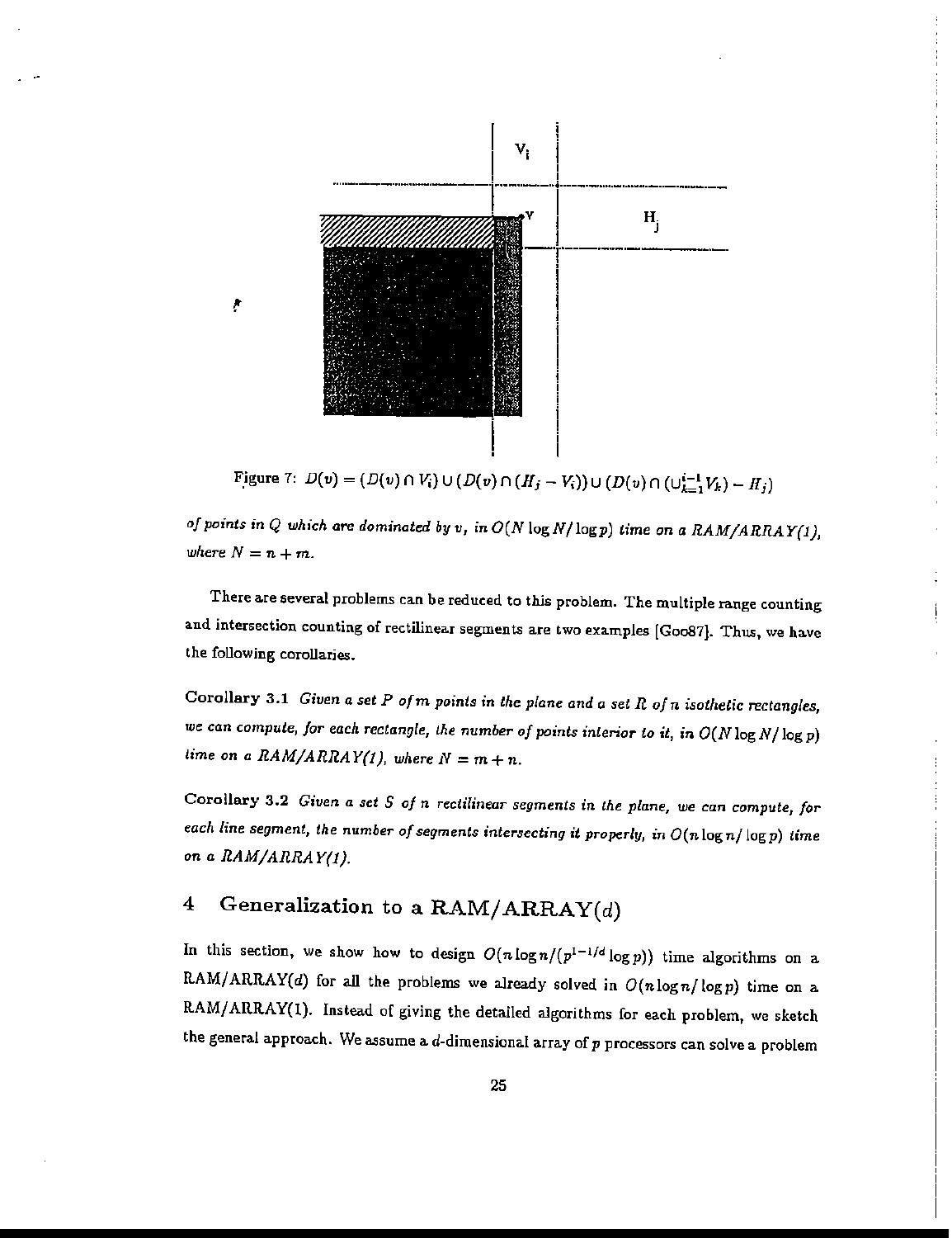Figure 7: $D(v) = (D(v) \cap V_i) \cup (D(v) \cap (H_j - V_i)) \cup (D(v) \cap (\cup_{k=1}^{i-1} V_k) - H_j)$

*of points in $Q$ which are dominated by $v$, in $O(N \log N / \log p)$ time on a RAM/ARRAY(1), where $N = n + m$.*

There are several problems can be reduced to this problem. The multiple range counting and intersection counting of rectilinear segments are two examples [Goo87]. Thus, we have the following corollaries.

**Corollary 3.1** *Given a set $P$ of $m$ points in the plane and a set $R$ of $n$ isothetic rectangles, we can compute, for each rectangle, the number of points interior to it, in $O(N \log N / \log p)$ time on a RAM/ARRAY(1), where $N = m + n$.*

**Corollary 3.2** *Given a set $S$ of $n$ rectilinear segments in the plane, we can compute, for each line segment, the number of segments intersecting it properly, in $O(n \log n / \log p)$ time on a RAM/ARRAY(1).*

## 4 Generalization to a RAM/ARRAY($d$)

In this section, we show how to design $O(n \log n / (p^{1-1/d} \log p))$ time algorithms on a RAM/ARRAY($d$) for all the problems we already solved in $O(n \log n / \log p)$ time on a RAM/ARRAY(1). Instead of giving the detailed algorithms for each problem, we sketch the general approach. We assume a $d$-dimensional array of $p$ processors can solve a problem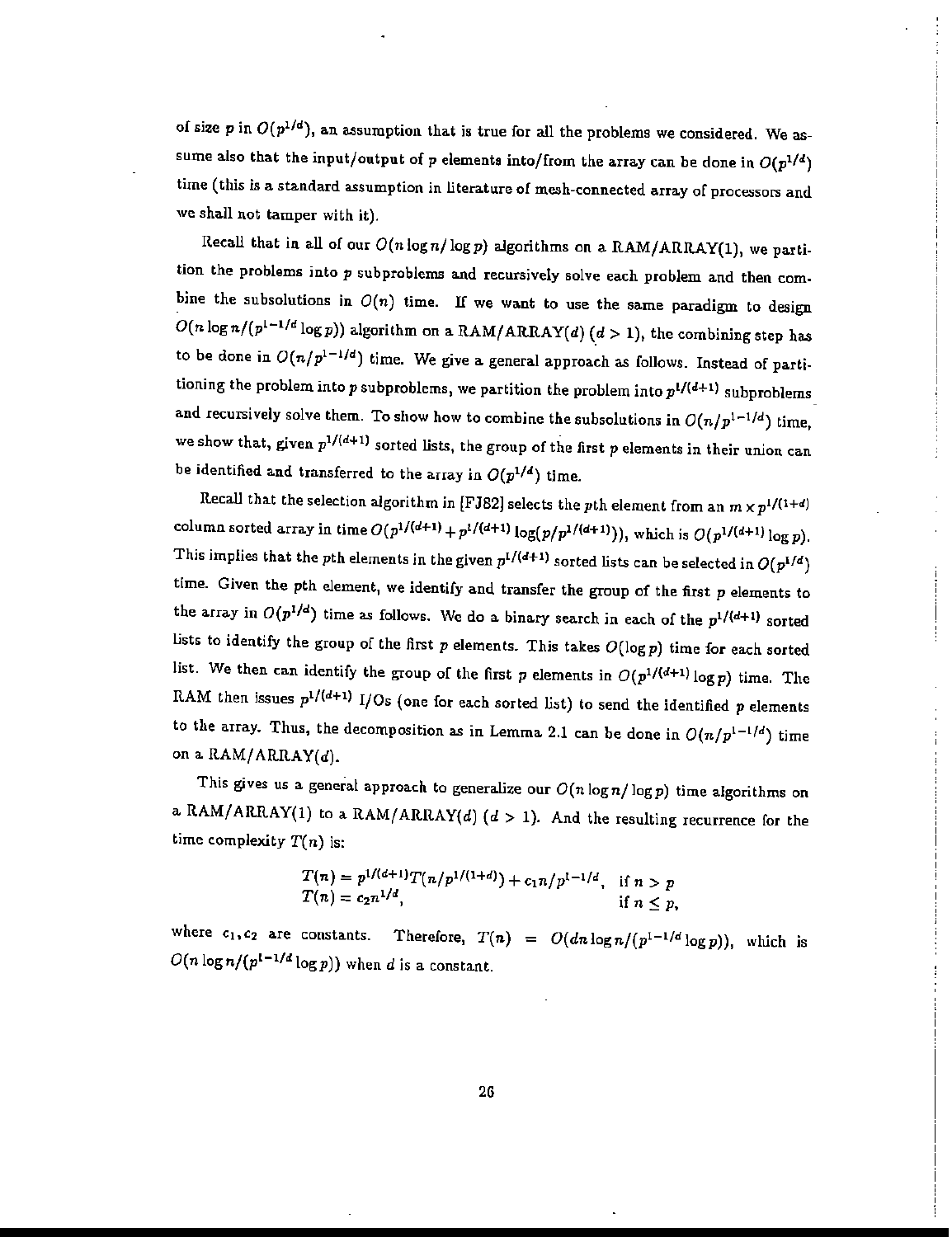of size $p$ in $O(p^{1/d})$, an assumption that is true for all the problems we considered. We assume also that the input/output of $p$ elements into/from the array can be done in $O(p^{1/d})$ time (this is a standard assumption in literature of mesh-connected array of processors and we shall not tamper with it).

Recall that in all of our $O(n \log n / \log p)$ algorithms on a RAM/ARRAY(1), we partition the problems into $p$ subproblems and recursively solve each problem and then combine the subsolutions in $O(n)$ time. If we want to use the same paradigm to design $O(n \log n/(p^{1-1/d} \log p))$ algorithm on a RAM/ARRAY($d$) ($d > 1$), the combining step has to be done in $O(n/p^{1-1/d})$ time. We give a general approach as follows. Instead of partitioning the problem into $p$ subproblems, we partition the problem into $p^{1/(d+1)}$ subproblems and recursively solve them. To show how to combine the subsolutions in $O(n/p^{1-1/d})$ time, we show that, given $p^{1/(d+1)}$ sorted lists, the group of the first $p$ elements in their union can be identified and transferred to the array in $O(p^{1/d})$ time.

Recall that the selection algorithm in [FJ82] selects the $p$th element from an $m \times p^{1/(1+d)}$ column sorted array in time $O(p^{1/(d+1)} + p^{1/(d+1)} \log(p/p^{1/(d+1)}))$, which is $O(p^{1/(d+1)} \log p)$. This implies that the $p$th elements in the given $p^{1/(d+1)}$ sorted lists can be selected in $O(p^{1/d})$ time. Given the pth element, we identify and transfer the group of the first $p$ elements to the array in $O(p^{1/d})$ time as follows. We do a binary search in each of the $p^{1/(d+1)}$ sorted lists to identify the group of the first $p$ elements. This takes $O(\log p)$ time for each sorted list. We then can identify the group of the first $p$ elements in $O(p^{1/(d+1)} \log p)$ time. The RAM then issues $p^{1/(d+1)}$ I/Os (one for each sorted list) to send the identified $p$ elements to the array. Thus, the decomposition as in Lemma 2.1 can be done in $O(n/p^{1-1/d})$ time on a RAM/ARRAY($d$).

This gives us a general approach to generalize our $O(n \log n / \log p)$ time algorithms on a RAM/ARRAY(1) to a RAM/ARRAY($d$) ($d > 1$). And the resulting recurrence for the time complexity $T(n)$ is:

$$
\begin{array}{ll}
T(n) = p^{1/(d+1)} T(n/p^{1/(1+d)}) + c_1 n/p^{1-1/d}, & \text{if } n > p \\
T(n) = c_2 n^{1/d}, & \text{if } n \leq p,
\end{array}
$$

where $c_1, c_2$ are constants. Therefore, $T(n) = O(dn \log n/(p^{1-1/d} \log p))$, which is $O(n \log n/(p^{1-1/d} \log p))$ when $d$ is a constant.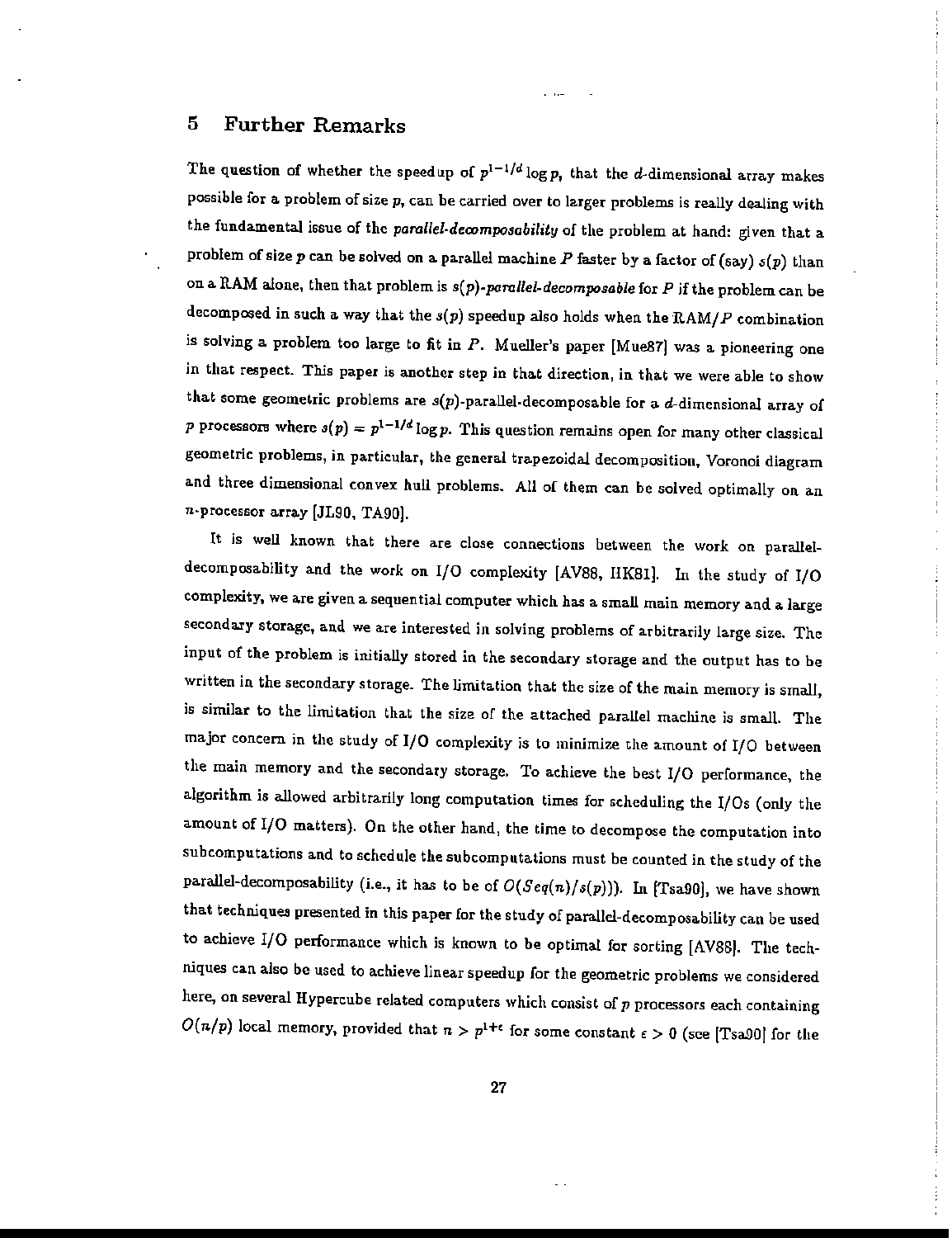## 5 Further Remarks

The question of whether the speedup of $p^{1-1/d} \log p$, that the $d$-dimensional array makes possible for a problem of size $p$, can be carried over to larger problems is really dealing with the fundamental issue of the *parallel-decomposability* of the problem at hand: given that a problem of size $p$ can be solved on a parallel machine $P$ faster by a factor of (say) $s(p)$ than on a RAM alone, then that problem is $s(p)$-*parallel-decomposable* for $P$ if the problem can be decomposed in such a way that the $s(p)$ speedup also holds when the RAM/$P$ combination is solving a problem too large to fit in $P$. Mueller's paper [Mue87] was a pioneering one in that respect. This paper is another step in that direction, in that we were able to show that some geometric problems are $s(p)$-parallel-decomposable for a $d$-dimensional array of $p$ processors where $s(p) = p^{1-1/d} \log p$. This question remains open for many other classical geometric problems, in particular, the general trapezoidal decomposition, Voronoi diagram and three dimensional convex hull problems. All of them can be solved optimally on an $n$-processor array [JL90, TA90].

It is well known that there are close connections between the work on parallel-decomposability and the work on I/O complexity [AV88, HK81]. In the study of I/O complexity, we are given a sequential computer which has a small main memory and a large secondary storage, and we are interested in solving problems of arbitrarily large size. The input of the problem is initially stored in the secondary storage and the output has to be written in the secondary storage. The limitation that the size of the main memory is small, is similar to the limitation that the size of the attached parallel machine is small. The major concern in the study of I/O complexity is to minimize the amount of I/O between the main memory and the secondary storage. To achieve the best I/O performance, the algorithm is allowed arbitrarily long computation times for scheduling the I/Os (only the amount of I/O matters). On the other hand, the time to decompose the computation into subcomputations and to schedule the subcomputations must be counted in the study of the parallel-decomposability (i.e., it has to be of $O(Seq(n)/s(p))$). In [Tsa90], we have shown that techniques presented in this paper for the study of parallel-decomposability can be used to achieve I/O performance which is known to be optimal for sorting [AV88]. The techniques can also be used to achieve linear speedup for the geometric problems we considered here, on several Hypercube related computers which consist of $p$ processors each containing $O(n/p)$ local memory, provided that $n > p^{1+\epsilon}$ for some constant $\epsilon > 0$ (see [Tsa90] for the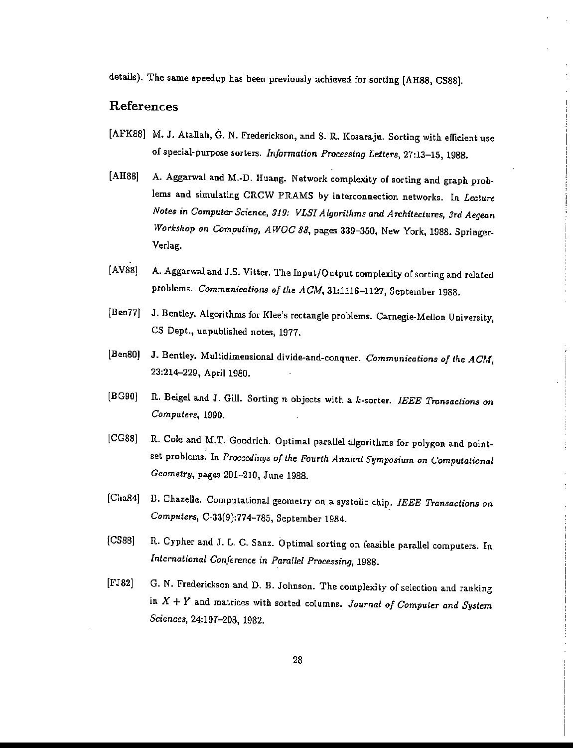details). The same speedup has been previously achieved for sorting [AH88, CS88].

## References

[AFK88] M. J. Atallah, G. N. Frederickson, and S. R. Kosaraju. Sorting with efficient use of special-purpose sorters. *Information Processing Letters*, 27:13–15, 1988.

[AH88] A. Aggarwal and M.-D. Huang. Network complexity of sorting and graph problems and simulating CRCW PRAMS by interconnection networks. In *Lecture Notes in Computer Science, 319: VLSI Algorithms and Architectures, 3rd Aegean Workshop on Computing, AWOC 88*, pages 339–350, New York, 1988. Springer-Verlag.

[AV88] A. Aggarwal and J.S. Vitter. The Input/Output complexity of sorting and related problems. *Communications of the ACM*, 31:1116–1127, September 1988.

[Ben77] J. Bentley. Algorithms for Klee's rectangle problems. Carnegie-Mellon University, CS Dept., unpublished notes, 1977.

[Ben80] J. Bentley. Multidimensional divide-and-conquer. *Communications of the ACM*, 23:214–229, April 1980.

[BG90] R. Beigel and J. Gill. Sorting $n$ objects with a $k$-sorter. *IEEE Transactions on Computers*, 1990.

[CG88] R. Cole and M.T. Goodrich. Optimal parallel algorithms for polygon and point-set problems. In *Proceedings of the Fourth Annual Symposium on Computational Geometry*, pages 201–210, June 1988.

[Cha84] B. Chazelle. Computational geometry on a systolic chip. *IEEE Transactions on Computers*, C-33(9):774–785, September 1984.

[CS88] R. Cypher and J. L. C. Sanz. Optimal sorting on feasible parallel computers. In *International Conference in Parallel Processing*, 1988.

[FJ82] G. N. Frederickson and D. B. Johnson. The complexity of selection and ranking in $X + Y$ and matrices with sorted columns. *Journal of Computer and System Sciences*, 24:197–208, 1982.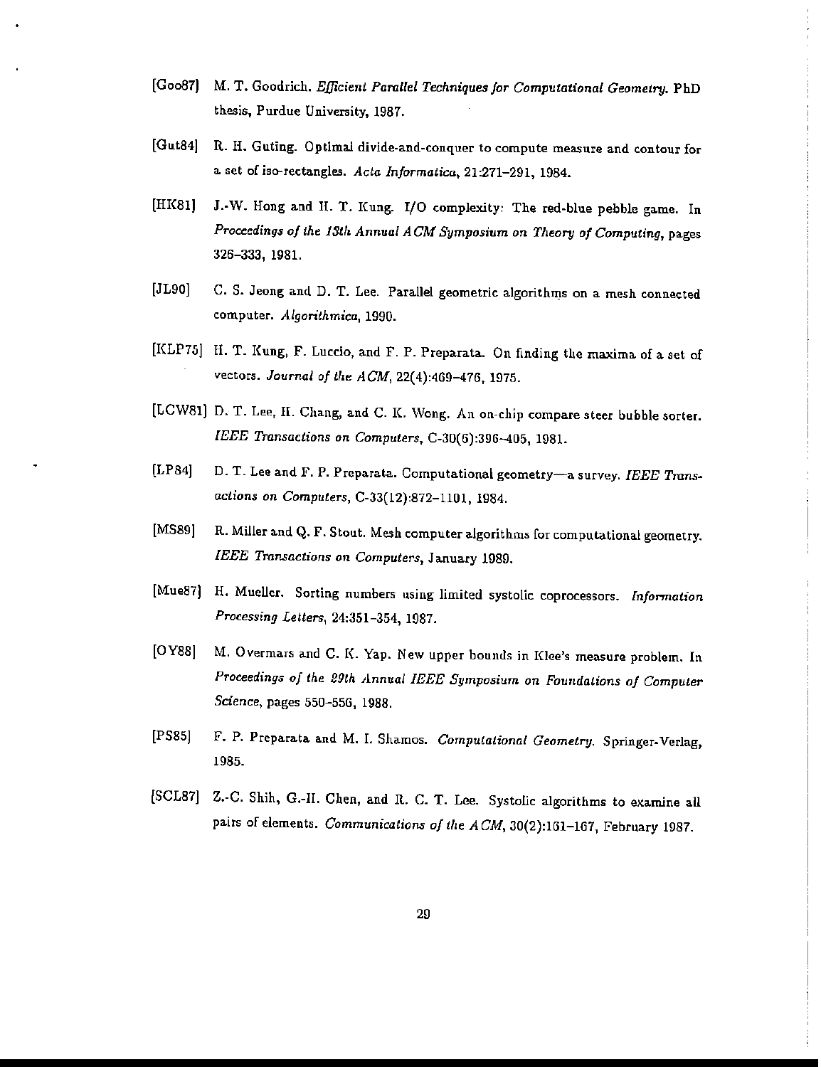[Goo87] M. T. Goodrich. *Efficient Parallel Techniques for Computational Geometry.* PhD thesis, Purdue University, 1987.

[Gut84] R. H. Guting. Optimal divide-and-conquer to compute measure and contour for a set of iso-rectangles. *Acta Informatica*, 21:271–291, 1984.

[HK81] J.-W. Hong and H. T. Kung. I/O complexity: The red-blue pebble game. In *Proceedings of the 13th Annual ACM Symposium on Theory of Computing*, pages 326–333, 1981.

[JL90] C. S. Jeong and D. T. Lee. Parallel geometric algorithms on a mesh connected computer. *Algorithmica*, 1990.

[KLP75] H. T. Kung, F. Luccio, and F. P. Preparata. On finding the maxima of a set of vectors. *Journal of the ACM*, 22(4):469–476, 1975.

[LCW81] D. T. Lee, H. Chang, and C. K. Wong. An on-chip compare steer bubble sorter. *IEEE Transactions on Computers*, C-30(6):396–405, 1981.

[LP84] D. T. Lee and F. P. Preparata. Computational geometry—a survey. *IEEE Transactions on Computers*, C-33(12):872–1101, 1984.

[MS89] R. Miller and Q. F. Stout. Mesh computer algorithms for computational geometry. *IEEE Transactions on Computers*, January 1989.

[Mue87] H. Mueller. Sorting numbers using limited systolic coprocessors. *Information Processing Letters*, 24:351–354, 1987.

[OY88] M. Overmars and C. K. Yap. New upper bounds in Klee's measure problem. In *Proceedings of the 29th Annual IEEE Symposium on Foundations of Computer Science*, pages 550–556, 1988.

[PS85] F. P. Preparata and M. I. Shamos. *Computational Geometry.* Springer-Verlag, 1985.

[SCL87] Z.-C. Shih, G.-H. Chen, and R. C. T. Lee. Systolic algorithms to examine all pairs of elements. *Communications of the ACM*, 30(2):161–167, February 1987.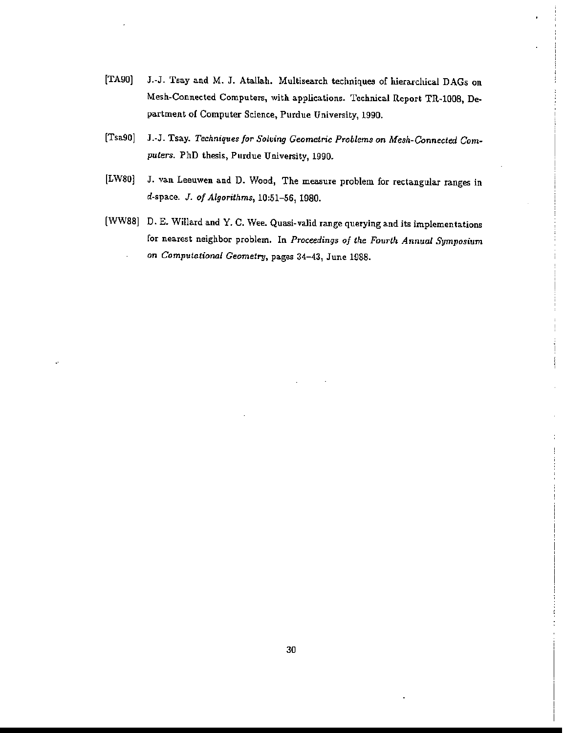[TA90] J.-J. Tsay and M. J. Atallah. Multisearch techniques of hierarchical DAGs on Mesh-Connected Computers, with applications. Technical Report TR-1008, Department of Computer Science, Purdue University, 1990.

[Tsa90] J.-J. Tsay. *Techniques for Solving Geometric Problems on Mesh-Connected Computers.* PhD thesis, Purdue University, 1990.

[LW80] J. van Leeuwen and D. Wood, The measure problem for rectangular ranges in $d$-space. *J. of Algorithms*, 10:51–56, 1980.

[WW88] D. E. Willard and Y. C. Wee. Quasi-valid range querying and its implementations for nearest neighbor problem. In *Proceedings of the Fourth Annual Symposium on Computational Geometry*, pages 34–43, June 1988.